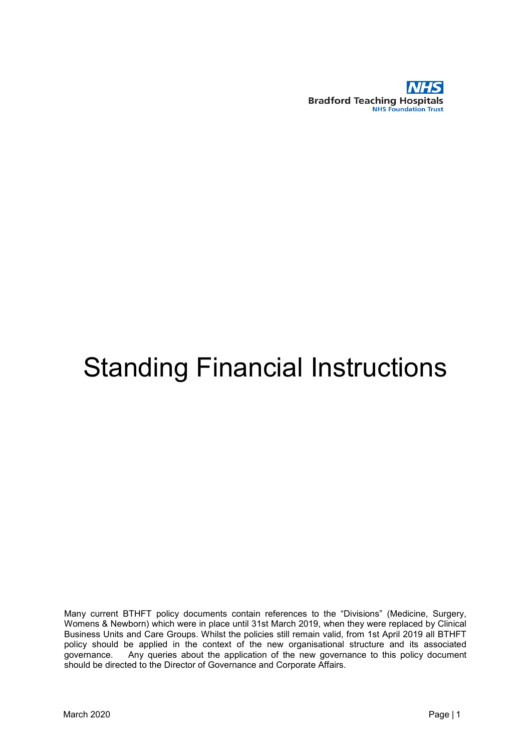**NHS**
**Bradford Teaching Hospitals**
**NHS Foundation Trust**

# Standing Financial Instructions

Many current BTHFT policy documents contain references to the "Divisions" (Medicine, Surgery, Womens & Newborn) which were in place until 31st March 2019, when they were replaced by Clinical Business Units and Care Groups. Whilst the policies still remain valid, from 1st April 2019 all BTHFT policy should be applied in the context of the new organisational structure and its associated governance. Any queries about the application of the new governance to this policy document should be directed to the Director of Governance and Corporate Affairs.

March 2020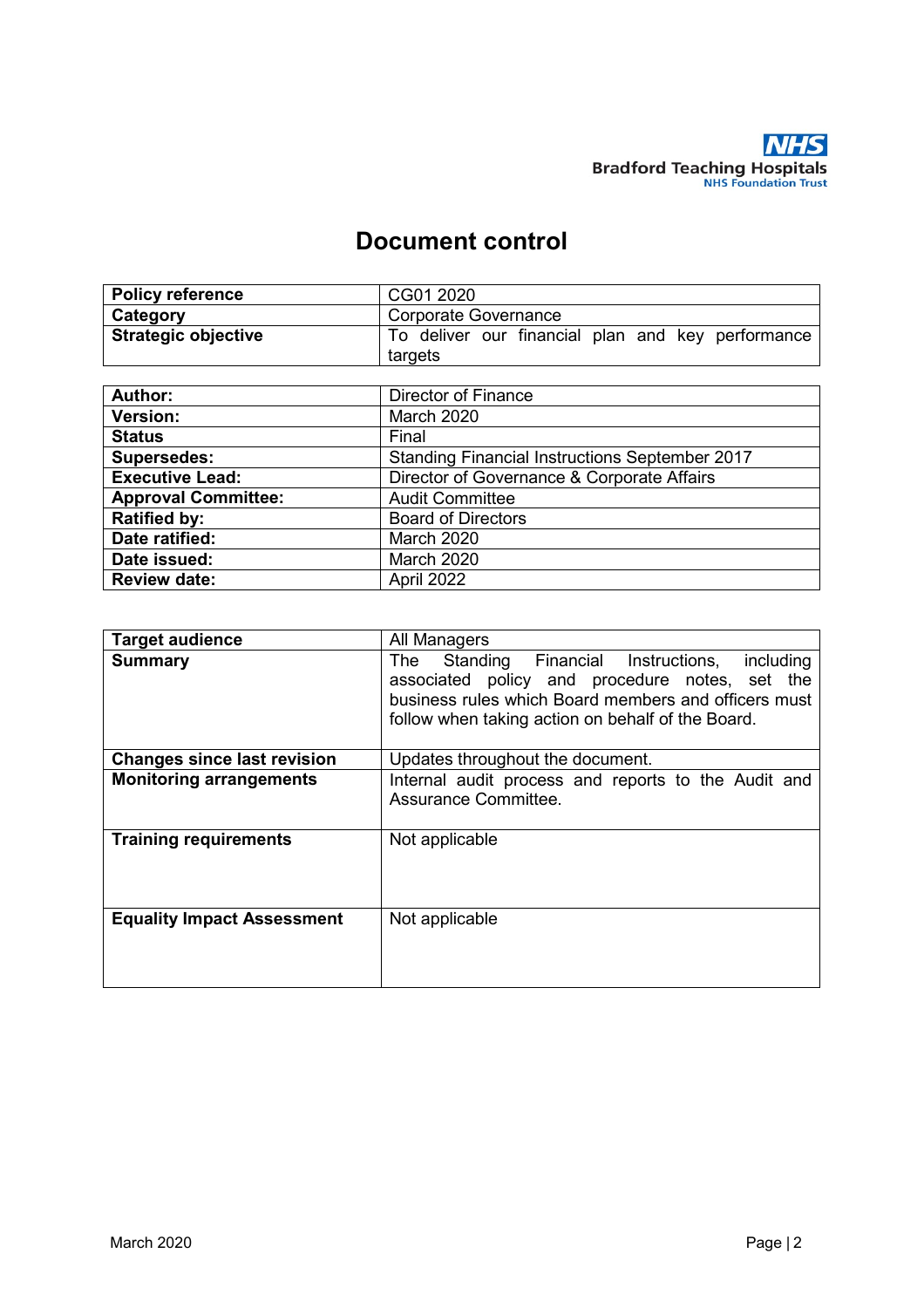NHS
Bradford Teaching Hospitals
NHS Foundation Trust

# Document control

| | |
|---|---|
| **Policy reference** | CG01 2020 |
| **Category** | Corporate Governance |
| **Strategic objective** | To deliver our financial plan and key performance targets |

| | |
|---|---|
| **Author:** | Director of Finance |
| **Version:** | March 2020 |
| **Status** | Final |
| **Supersedes:** | Standing Financial Instructions September 2017 |
| **Executive Lead:** | Director of Governance & Corporate Affairs |
| **Approval Committee:** | Audit Committee |
| **Ratified by:** | Board of Directors |
| **Date ratified:** | March 2020 |
| **Date issued:** | March 2020 |
| **Review date:** | April 2022 |

| | |
|---|---|
| **Target audience** | All Managers |
| **Summary** | The Standing Financial Instructions, including associated policy and procedure notes, set the business rules which Board members and officers must follow when taking action on behalf of the Board. |
| **Changes since last revision** | Updates throughout the document. |
| **Monitoring arrangements** | Internal audit process and reports to the Audit and Assurance Committee. |
| **Training requirements** | Not applicable |
| **Equality Impact Assessment** | Not applicable |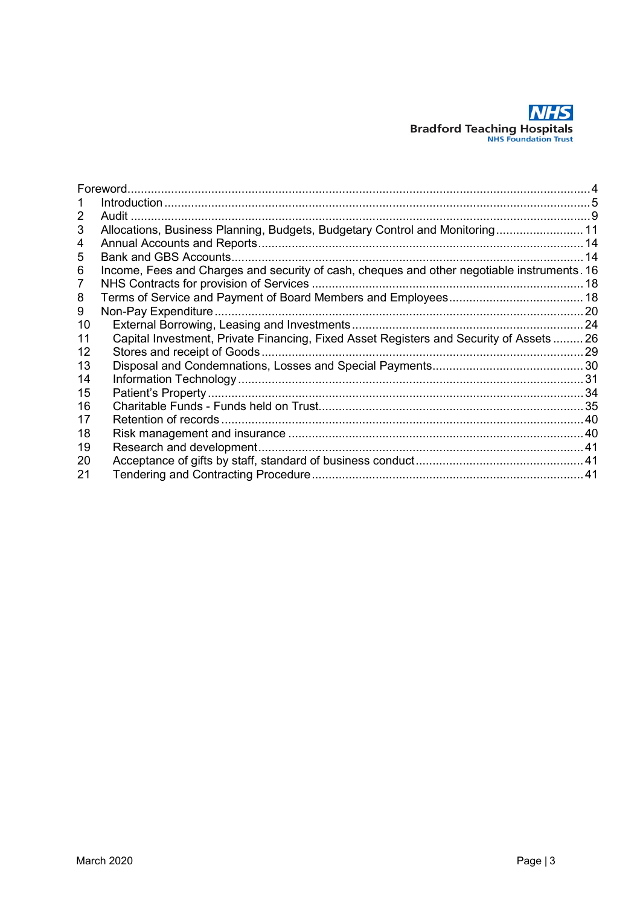| | | |
|---|---|---|
| Foreword | | 4 |
| 1 | Introduction | 5 |
| 2 | Audit | 9 |
| 3 | Allocations, Business Planning, Budgets, Budgetary Control and Monitoring | 11 |
| 4 | Annual Accounts and Reports | 14 |
| 5 | Bank and GBS Accounts | 14 |
| 6 | Income, Fees and Charges and security of cash, cheques and other negotiable instruments | 16 |
| 7 | NHS Contracts for provision of Services | 18 |
| 8 | Terms of Service and Payment of Board Members and Employees | 18 |
| 9 | Non-Pay Expenditure | 20 |
| 10 | External Borrowing, Leasing and Investments | 24 |
| 11 | Capital Investment, Private Financing, Fixed Asset Registers and Security of Assets | 26 |
| 12 | Stores and receipt of Goods | 29 |
| 13 | Disposal and Condemnations, Losses and Special Payments | 30 |
| 14 | Information Technology | 31 |
| 15 | Patient's Property | 34 |
| 16 | Charitable Funds - Funds held on Trust | 35 |
| 17 | Retention of records | 40 |
| 18 | Risk management and insurance | 40 |
| 19 | Research and development | 41 |
| 20 | Acceptance of gifts by staff, standard of business conduct | 41 |
| 21 | Tendering and Contracting Procedure | 41 |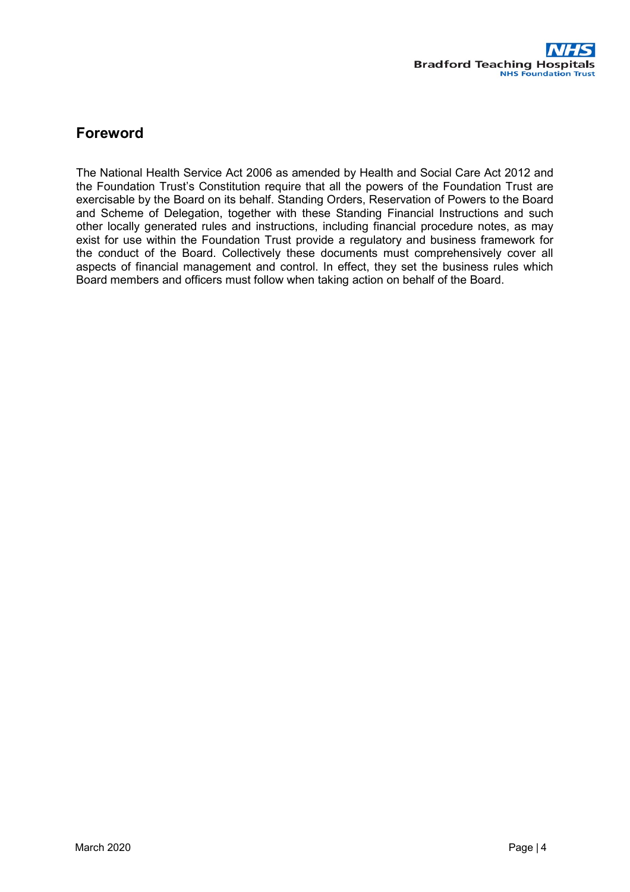## Foreword

The National Health Service Act 2006 as amended by Health and Social Care Act 2012 and the Foundation Trust's Constitution require that all the powers of the Foundation Trust are exercisable by the Board on its behalf. Standing Orders, Reservation of Powers to the Board and Scheme of Delegation, together with these Standing Financial Instructions and such other locally generated rules and instructions, including financial procedure notes, as may exist for use within the Foundation Trust provide a regulatory and business framework for the conduct of the Board. Collectively these documents must comprehensively cover all aspects of financial management and control. In effect, they set the business rules which Board members and officers must follow when taking action on behalf of the Board.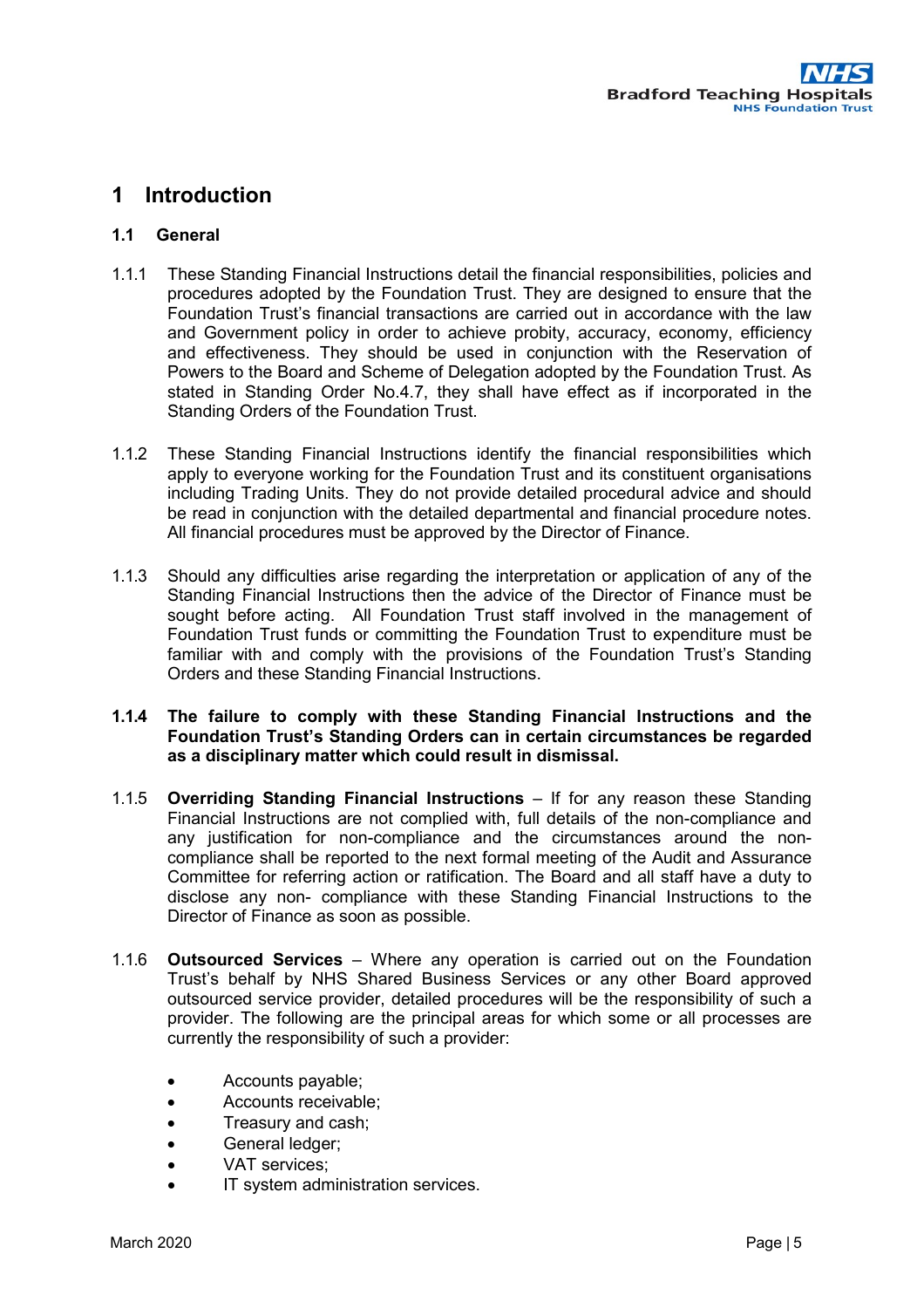# 1 Introduction

## 1.1 General

1.1.1 These Standing Financial Instructions detail the financial responsibilities, policies and procedures adopted by the Foundation Trust. They are designed to ensure that the Foundation Trust's financial transactions are carried out in accordance with the law and Government policy in order to achieve probity, accuracy, economy, efficiency and effectiveness. They should be used in conjunction with the Reservation of Powers to the Board and Scheme of Delegation adopted by the Foundation Trust. As stated in Standing Order No.4.7, they shall have effect as if incorporated in the Standing Orders of the Foundation Trust.

1.1.2 These Standing Financial Instructions identify the financial responsibilities which apply to everyone working for the Foundation Trust and its constituent organisations including Trading Units. They do not provide detailed procedural advice and should be read in conjunction with the detailed departmental and financial procedure notes. All financial procedures must be approved by the Director of Finance.

1.1.3 Should any difficulties arise regarding the interpretation or application of any of the Standing Financial Instructions then the advice of the Director of Finance must be sought before acting. All Foundation Trust staff involved in the management of Foundation Trust funds or committing the Foundation Trust to expenditure must be familiar with and comply with the provisions of the Foundation Trust's Standing Orders and these Standing Financial Instructions.

**1.1.4 The failure to comply with these Standing Financial Instructions and the Foundation Trust's Standing Orders can in certain circumstances be regarded as a disciplinary matter which could result in dismissal.**

1.1.5 **Overriding Standing Financial Instructions** – If for any reason these Standing Financial Instructions are not complied with, full details of the non-compliance and any justification for non-compliance and the circumstances around the non-compliance shall be reported to the next formal meeting of the Audit and Assurance Committee for referring action or ratification. The Board and all staff have a duty to disclose any non- compliance with these Standing Financial Instructions to the Director of Finance as soon as possible.

1.1.6 **Outsourced Services** – Where any operation is carried out on the Foundation Trust's behalf by NHS Shared Business Services or any other Board approved outsourced service provider, detailed procedures will be the responsibility of such a provider. The following are the principal areas for which some or all processes are currently the responsibility of such a provider:

- Accounts payable;
- Accounts receivable;
- Treasury and cash;
- General ledger;
- VAT services;
- IT system administration services.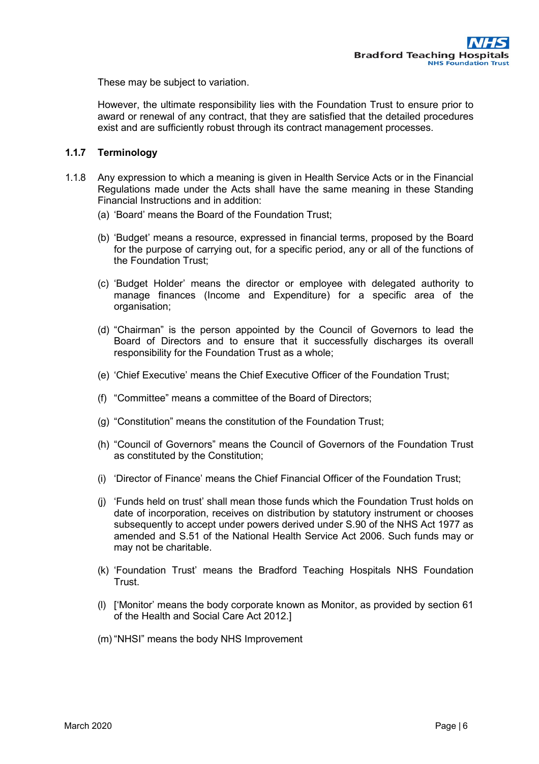These may be subject to variation.

However, the ultimate responsibility lies with the Foundation Trust to ensure prior to award or renewal of any contract, that they are satisfied that the detailed procedures exist and are sufficiently robust through its contract management processes.

#### 1.1.7 Terminology

1.1.8 Any expression to which a meaning is given in Health Service Acts or in the Financial Regulations made under the Acts shall have the same meaning in these Standing Financial Instructions and in addition:

(a) 'Board' means the Board of the Foundation Trust;

(b) 'Budget' means a resource, expressed in financial terms, proposed by the Board for the purpose of carrying out, for a specific period, any or all of the functions of the Foundation Trust;

(c) 'Budget Holder' means the director or employee with delegated authority to manage finances (Income and Expenditure) for a specific area of the organisation;

(d) "Chairman" is the person appointed by the Council of Governors to lead the Board of Directors and to ensure that it successfully discharges its overall responsibility for the Foundation Trust as a whole;

(e) 'Chief Executive' means the Chief Executive Officer of the Foundation Trust;

(f) "Committee" means a committee of the Board of Directors;

(g) "Constitution" means the constitution of the Foundation Trust;

(h) "Council of Governors" means the Council of Governors of the Foundation Trust as constituted by the Constitution;

(i) 'Director of Finance' means the Chief Financial Officer of the Foundation Trust;

(j) 'Funds held on trust' shall mean those funds which the Foundation Trust holds on date of incorporation, receives on distribution by statutory instrument or chooses subsequently to accept under powers derived under S.90 of the NHS Act 1977 as amended and S.51 of the National Health Service Act 2006. Such funds may or may not be charitable.

(k) 'Foundation Trust' means the Bradford Teaching Hospitals NHS Foundation Trust.

(l) ['Monitor' means the body corporate known as Monitor, as provided by section 61 of the Health and Social Care Act 2012.]

(m) "NHSI" means the body NHS Improvement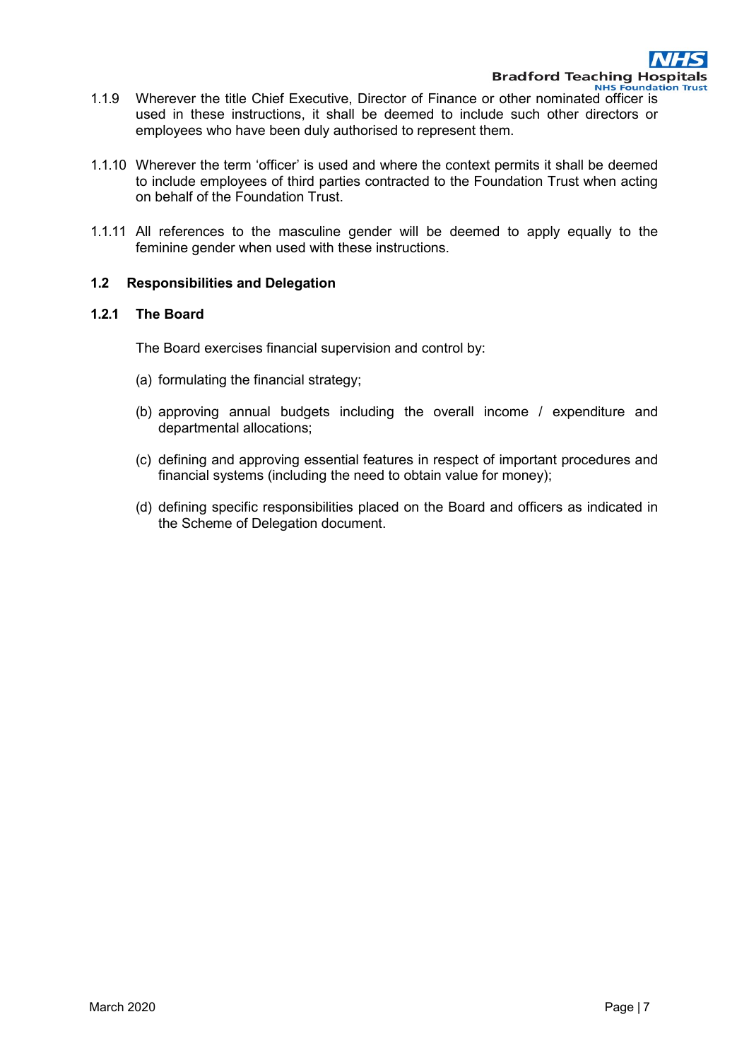1.1.9 Wherever the title Chief Executive, Director of Finance or other nominated officer is used in these instructions, it shall be deemed to include such other directors or employees who have been duly authorised to represent them.

1.1.10 Wherever the term 'officer' is used and where the context permits it shall be deemed to include employees of third parties contracted to the Foundation Trust when acting on behalf of the Foundation Trust.

1.1.11 All references to the masculine gender will be deemed to apply equally to the feminine gender when used with these instructions.

## 1.2 Responsibilities and Delegation

### 1.2.1 The Board

The Board exercises financial supervision and control by:

(a) formulating the financial strategy;

(b) approving annual budgets including the overall income / expenditure and departmental allocations;

(c) defining and approving essential features in respect of important procedures and financial systems (including the need to obtain value for money);

(d) defining specific responsibilities placed on the Board and officers as indicated in the Scheme of Delegation document.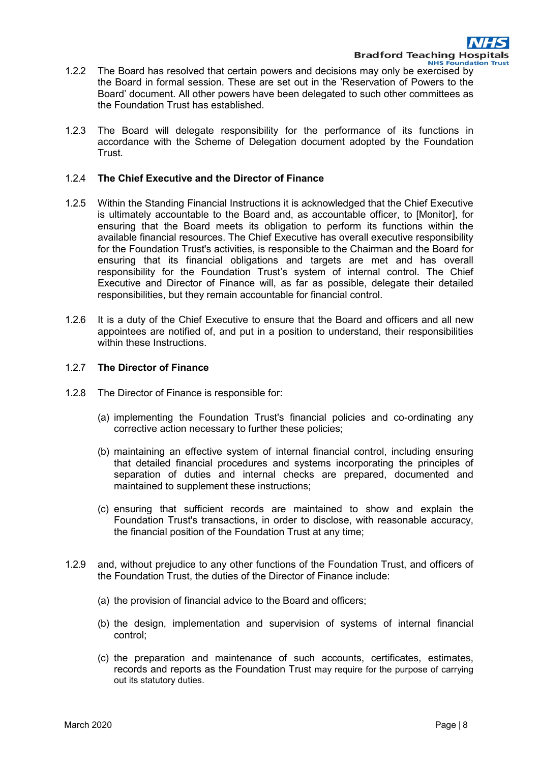1.2.2 The Board has resolved that certain powers and decisions may only be exercised by the Board in formal session. These are set out in the 'Reservation of Powers to the Board' document. All other powers have been delegated to such other committees as the Foundation Trust has established.

1.2.3 The Board will delegate responsibility for the performance of its functions in accordance with the Scheme of Delegation document adopted by the Foundation Trust.

1.2.4 **The Chief Executive and the Director of Finance**

1.2.5 Within the Standing Financial Instructions it is acknowledged that the Chief Executive is ultimately accountable to the Board and, as accountable officer, to [Monitor], for ensuring that the Board meets its obligation to perform its functions within the available financial resources. The Chief Executive has overall executive responsibility for the Foundation Trust's activities, is responsible to the Chairman and the Board for ensuring that its financial obligations and targets are met and has overall responsibility for the Foundation Trust's system of internal control. The Chief Executive and Director of Finance will, as far as possible, delegate their detailed responsibilities, but they remain accountable for financial control.

1.2.6 It is a duty of the Chief Executive to ensure that the Board and officers and all new appointees are notified of, and put in a position to understand, their responsibilities within these Instructions.

1.2.7 **The Director of Finance**

1.2.8 The Director of Finance is responsible for:

(a) implementing the Foundation Trust's financial policies and co-ordinating any corrective action necessary to further these policies;

(b) maintaining an effective system of internal financial control, including ensuring that detailed financial procedures and systems incorporating the principles of separation of duties and internal checks are prepared, documented and maintained to supplement these instructions;

(c) ensuring that sufficient records are maintained to show and explain the Foundation Trust's transactions, in order to disclose, with reasonable accuracy, the financial position of the Foundation Trust at any time;

1.2.9 and, without prejudice to any other functions of the Foundation Trust, and officers of the Foundation Trust, the duties of the Director of Finance include:

(a) the provision of financial advice to the Board and officers;

(b) the design, implementation and supervision of systems of internal financial control;

(c) the preparation and maintenance of such accounts, certificates, estimates, records and reports as the Foundation Trust may require for the purpose of carrying out its statutory duties.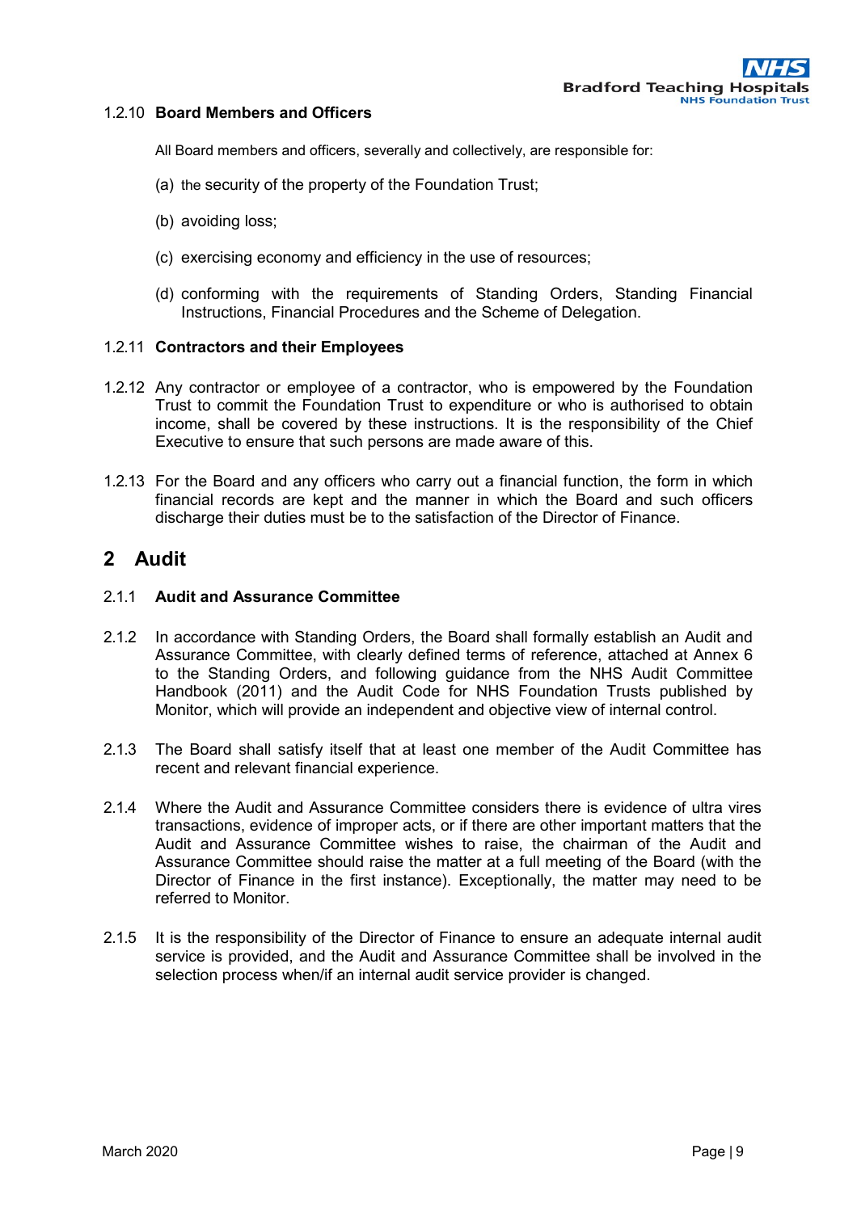### 1.2.10 Board Members and Officers

All Board members and officers, severally and collectively, are responsible for:

(a) the security of the property of the Foundation Trust;

(b) avoiding loss;

(c) exercising economy and efficiency in the use of resources;

(d) conforming with the requirements of Standing Orders, Standing Financial Instructions, Financial Procedures and the Scheme of Delegation.

### 1.2.11 Contractors and their Employees

1.2.12 Any contractor or employee of a contractor, who is empowered by the Foundation Trust to commit the Foundation Trust to expenditure or who is authorised to obtain income, shall be covered by these instructions. It is the responsibility of the Chief Executive to ensure that such persons are made aware of this.

1.2.13 For the Board and any officers who carry out a financial function, the form in which financial records are kept and the manner in which the Board and such officers discharge their duties must be to the satisfaction of the Director of Finance.

## 2 Audit

### 2.1.1 Audit and Assurance Committee

2.1.2 In accordance with Standing Orders, the Board shall formally establish an Audit and Assurance Committee, with clearly defined terms of reference, attached at Annex 6 to the Standing Orders, and following guidance from the NHS Audit Committee Handbook (2011) and the Audit Code for NHS Foundation Trusts published by Monitor, which will provide an independent and objective view of internal control.

2.1.3 The Board shall satisfy itself that at least one member of the Audit Committee has recent and relevant financial experience.

2.1.4 Where the Audit and Assurance Committee considers there is evidence of ultra vires transactions, evidence of improper acts, or if there are other important matters that the Audit and Assurance Committee wishes to raise, the chairman of the Audit and Assurance Committee should raise the matter at a full meeting of the Board (with the Director of Finance in the first instance). Exceptionally, the matter may need to be referred to Monitor.

2.1.5 It is the responsibility of the Director of Finance to ensure an adequate internal audit service is provided, and the Audit and Assurance Committee shall be involved in the selection process when/if an internal audit service provider is changed.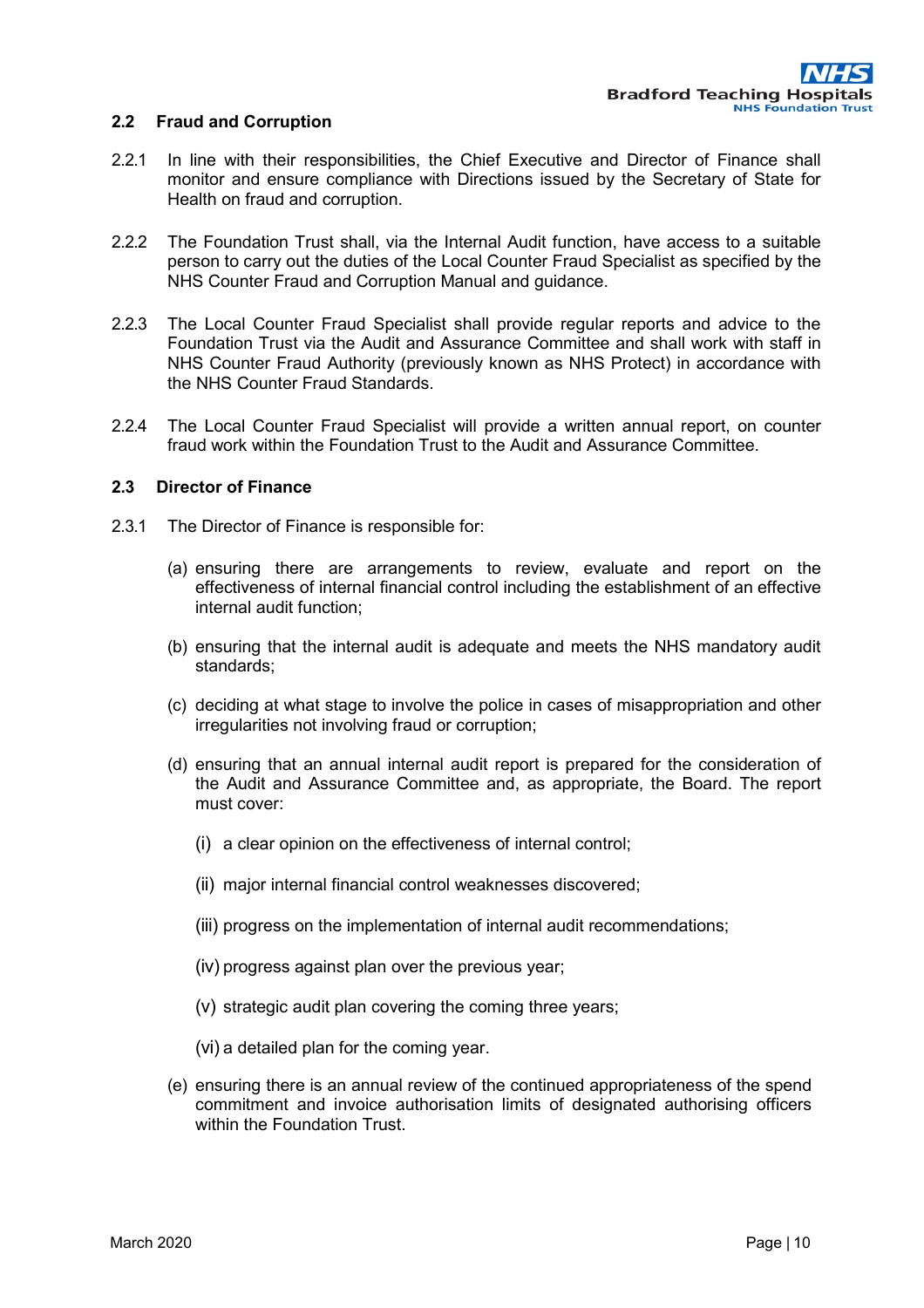### 2.2 Fraud and Corruption

2.2.1 In line with their responsibilities, the Chief Executive and Director of Finance shall monitor and ensure compliance with Directions issued by the Secretary of State for Health on fraud and corruption.

2.2.2 The Foundation Trust shall, via the Internal Audit function, have access to a suitable person to carry out the duties of the Local Counter Fraud Specialist as specified by the NHS Counter Fraud and Corruption Manual and guidance.

2.2.3 The Local Counter Fraud Specialist shall provide regular reports and advice to the Foundation Trust via the Audit and Assurance Committee and shall work with staff in NHS Counter Fraud Authority (previously known as NHS Protect) in accordance with the NHS Counter Fraud Standards.

2.2.4 The Local Counter Fraud Specialist will provide a written annual report, on counter fraud work within the Foundation Trust to the Audit and Assurance Committee.

### 2.3 Director of Finance

2.3.1 The Director of Finance is responsible for:

(a) ensuring there are arrangements to review, evaluate and report on the effectiveness of internal financial control including the establishment of an effective internal audit function;

(b) ensuring that the internal audit is adequate and meets the NHS mandatory audit standards;

(c) deciding at what stage to involve the police in cases of misappropriation and other irregularities not involving fraud or corruption;

(d) ensuring that an annual internal audit report is prepared for the consideration of the Audit and Assurance Committee and, as appropriate, the Board. The report must cover:

(i) a clear opinion on the effectiveness of internal control;

(ii) major internal financial control weaknesses discovered;

(iii) progress on the implementation of internal audit recommendations;

(iv) progress against plan over the previous year;

(v) strategic audit plan covering the coming three years;

(vi) a detailed plan for the coming year.

(e) ensuring there is an annual review of the continued appropriateness of the spend commitment and invoice authorisation limits of designated authorising officers within the Foundation Trust.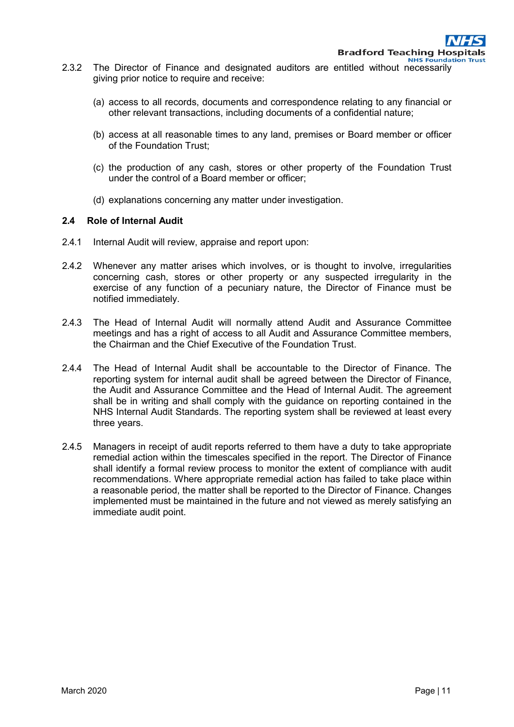2.3.2 The Director of Finance and designated auditors are entitled without necessarily giving prior notice to require and receive:

(a) access to all records, documents and correspondence relating to any financial or other relevant transactions, including documents of a confidential nature;

(b) access at all reasonable times to any land, premises or Board member or officer of the Foundation Trust;

(c) the production of any cash, stores or other property of the Foundation Trust under the control of a Board member or officer;

(d) explanations concerning any matter under investigation.

### 2.4 Role of Internal Audit

2.4.1 Internal Audit will review, appraise and report upon:

2.4.2 Whenever any matter arises which involves, or is thought to involve, irregularities concerning cash, stores or other property or any suspected irregularity in the exercise of any function of a pecuniary nature, the Director of Finance must be notified immediately.

2.4.3 The Head of Internal Audit will normally attend Audit and Assurance Committee meetings and has a right of access to all Audit and Assurance Committee members, the Chairman and the Chief Executive of the Foundation Trust.

2.4.4 The Head of Internal Audit shall be accountable to the Director of Finance. The reporting system for internal audit shall be agreed between the Director of Finance, the Audit and Assurance Committee and the Head of Internal Audit. The agreement shall be in writing and shall comply with the guidance on reporting contained in the NHS Internal Audit Standards. The reporting system shall be reviewed at least every three years.

2.4.5 Managers in receipt of audit reports referred to them have a duty to take appropriate remedial action within the timescales specified in the report. The Director of Finance shall identify a formal review process to monitor the extent of compliance with audit recommendations. Where appropriate remedial action has failed to take place within a reasonable period, the matter shall be reported to the Director of Finance. Changes implemented must be maintained in the future and not viewed as merely satisfying an immediate audit point.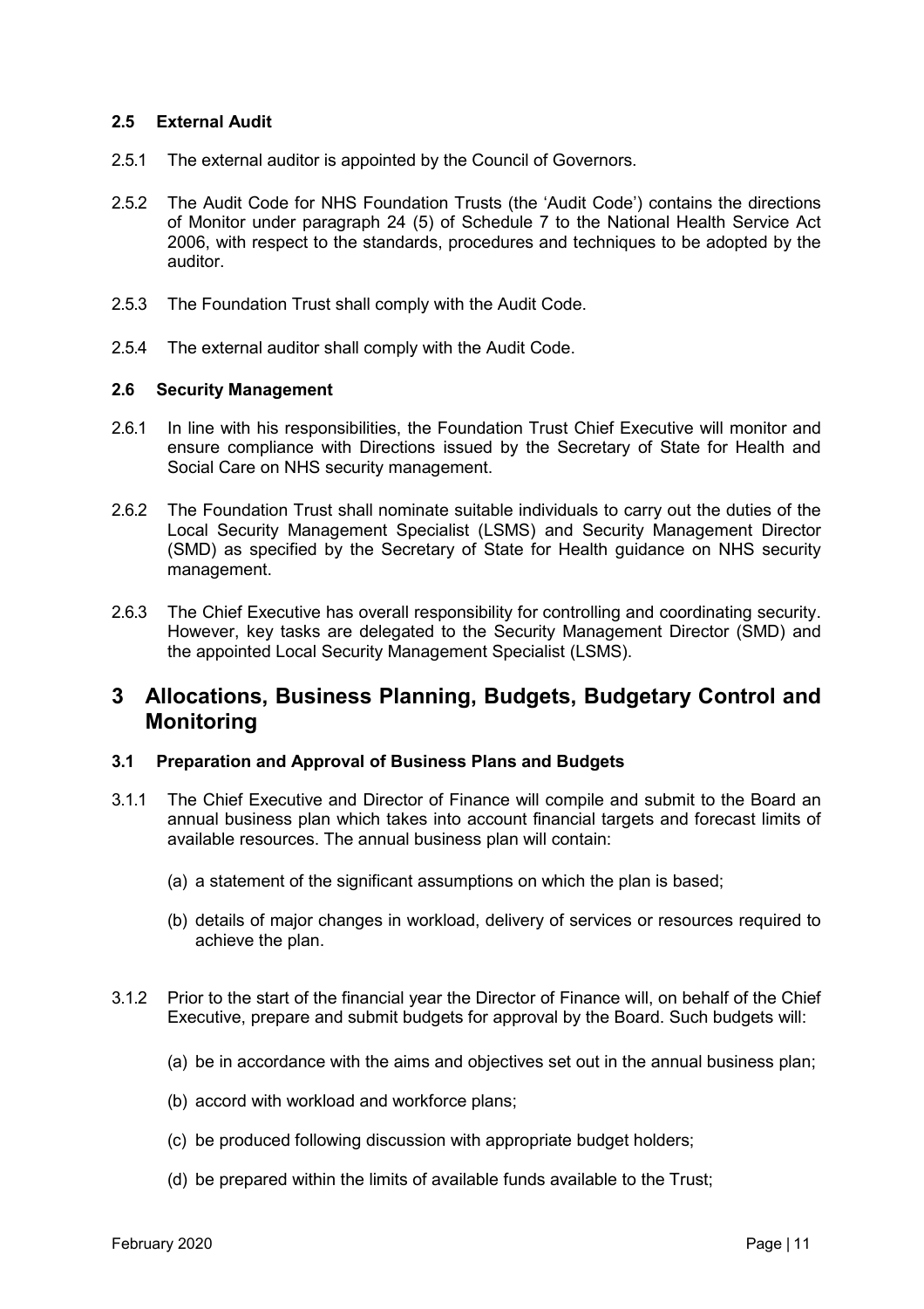### 2.5 External Audit

2.5.1 The external auditor is appointed by the Council of Governors.

2.5.2 The Audit Code for NHS Foundation Trusts (the 'Audit Code') contains the directions of Monitor under paragraph 24 (5) of Schedule 7 to the National Health Service Act 2006, with respect to the standards, procedures and techniques to be adopted by the auditor.

2.5.3 The Foundation Trust shall comply with the Audit Code.

2.5.4 The external auditor shall comply with the Audit Code.

### 2.6 Security Management

2.6.1 In line with his responsibilities, the Foundation Trust Chief Executive will monitor and ensure compliance with Directions issued by the Secretary of State for Health and Social Care on NHS security management.

2.6.2 The Foundation Trust shall nominate suitable individuals to carry out the duties of the Local Security Management Specialist (LSMS) and Security Management Director (SMD) as specified by the Secretary of State for Health guidance on NHS security management.

2.6.3 The Chief Executive has overall responsibility for controlling and coordinating security. However, key tasks are delegated to the Security Management Director (SMD) and the appointed Local Security Management Specialist (LSMS).

## 3 Allocations, Business Planning, Budgets, Budgetary Control and Monitoring

### 3.1 Preparation and Approval of Business Plans and Budgets

3.1.1 The Chief Executive and Director of Finance will compile and submit to the Board an annual business plan which takes into account financial targets and forecast limits of available resources. The annual business plan will contain:

(a) a statement of the significant assumptions on which the plan is based;

(b) details of major changes in workload, delivery of services or resources required to achieve the plan.

3.1.2 Prior to the start of the financial year the Director of Finance will, on behalf of the Chief Executive, prepare and submit budgets for approval by the Board. Such budgets will:

(a) be in accordance with the aims and objectives set out in the annual business plan;

(b) accord with workload and workforce plans;

(c) be produced following discussion with appropriate budget holders;

(d) be prepared within the limits of available funds available to the Trust;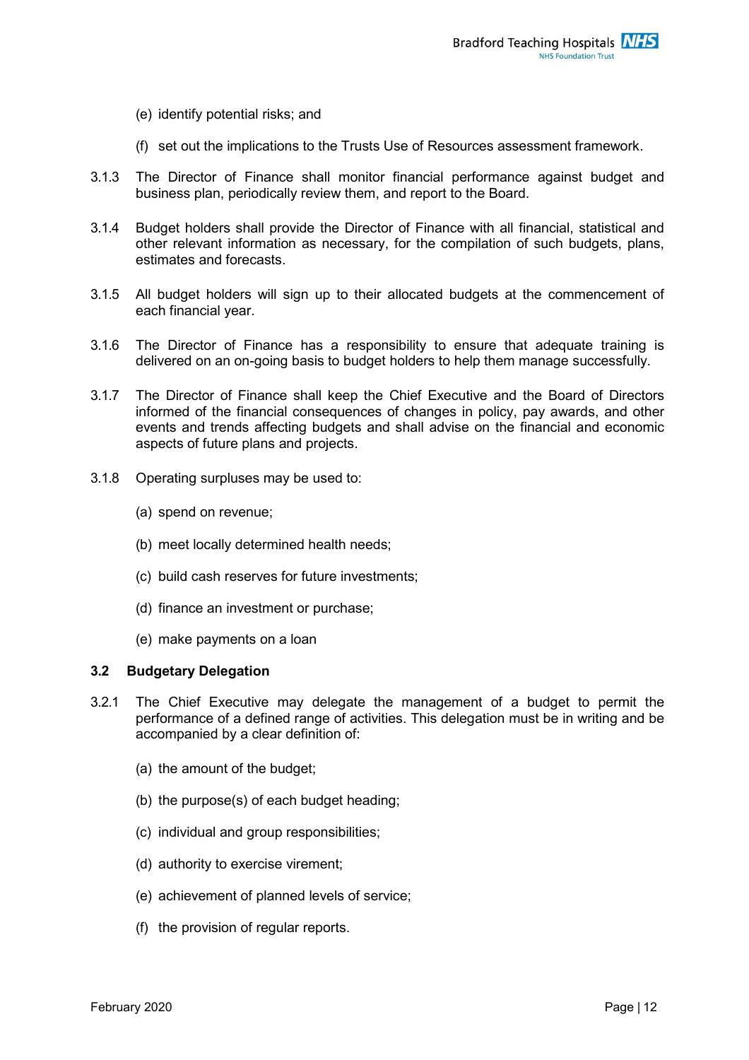(e) identify potential risks; and

(f) set out the implications to the Trusts Use of Resources assessment framework.

3.1.3 The Director of Finance shall monitor financial performance against budget and business plan, periodically review them, and report to the Board.

3.1.4 Budget holders shall provide the Director of Finance with all financial, statistical and other relevant information as necessary, for the compilation of such budgets, plans, estimates and forecasts.

3.1.5 All budget holders will sign up to their allocated budgets at the commencement of each financial year.

3.1.6 The Director of Finance has a responsibility to ensure that adequate training is delivered on an on-going basis to budget holders to help them manage successfully.

3.1.7 The Director of Finance shall keep the Chief Executive and the Board of Directors informed of the financial consequences of changes in policy, pay awards, and other events and trends affecting budgets and shall advise on the financial and economic aspects of future plans and projects.

3.1.8 Operating surpluses may be used to:

(a) spend on revenue;

(b) meet locally determined health needs;

(c) build cash reserves for future investments;

(d) finance an investment or purchase;

(e) make payments on a loan

### 3.2 Budgetary Delegation

3.2.1 The Chief Executive may delegate the management of a budget to permit the performance of a defined range of activities. This delegation must be in writing and be accompanied by a clear definition of:

(a) the amount of the budget;

(b) the purpose(s) of each budget heading;

(c) individual and group responsibilities;

(d) authority to exercise virement;

(e) achievement of planned levels of service;

(f) the provision of regular reports.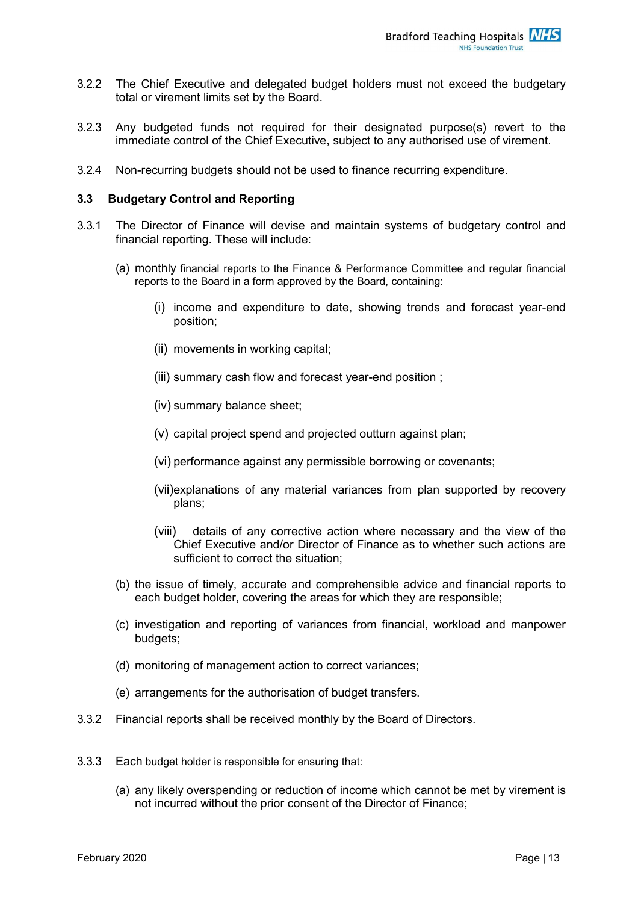3.2.2 The Chief Executive and delegated budget holders must not exceed the budgetary total or virement limits set by the Board.

3.2.3 Any budgeted funds not required for their designated purpose(s) revert to the immediate control of the Chief Executive, subject to any authorised use of virement.

3.2.4 Non-recurring budgets should not be used to finance recurring expenditure.

### 3.3 Budgetary Control and Reporting

3.3.1 The Director of Finance will devise and maintain systems of budgetary control and financial reporting. These will include:

(a) monthly financial reports to the Finance & Performance Committee and regular financial reports to the Board in a form approved by the Board, containing:

(i) income and expenditure to date, showing trends and forecast year-end position;

(ii) movements in working capital;

(iii) summary cash flow and forecast year-end position ;

(iv) summary balance sheet;

(v) capital project spend and projected outturn against plan;

(vi) performance against any permissible borrowing or covenants;

(vii) explanations of any material variances from plan supported by recovery plans;

(viii) details of any corrective action where necessary and the view of the Chief Executive and/or Director of Finance as to whether such actions are sufficient to correct the situation;

(b) the issue of timely, accurate and comprehensible advice and financial reports to each budget holder, covering the areas for which they are responsible;

(c) investigation and reporting of variances from financial, workload and manpower budgets;

(d) monitoring of management action to correct variances;

(e) arrangements for the authorisation of budget transfers.

3.3.2 Financial reports shall be received monthly by the Board of Directors.

3.3.3 Each budget holder is responsible for ensuring that:

(a) any likely overspending or reduction of income which cannot be met by virement is not incurred without the prior consent of the Director of Finance;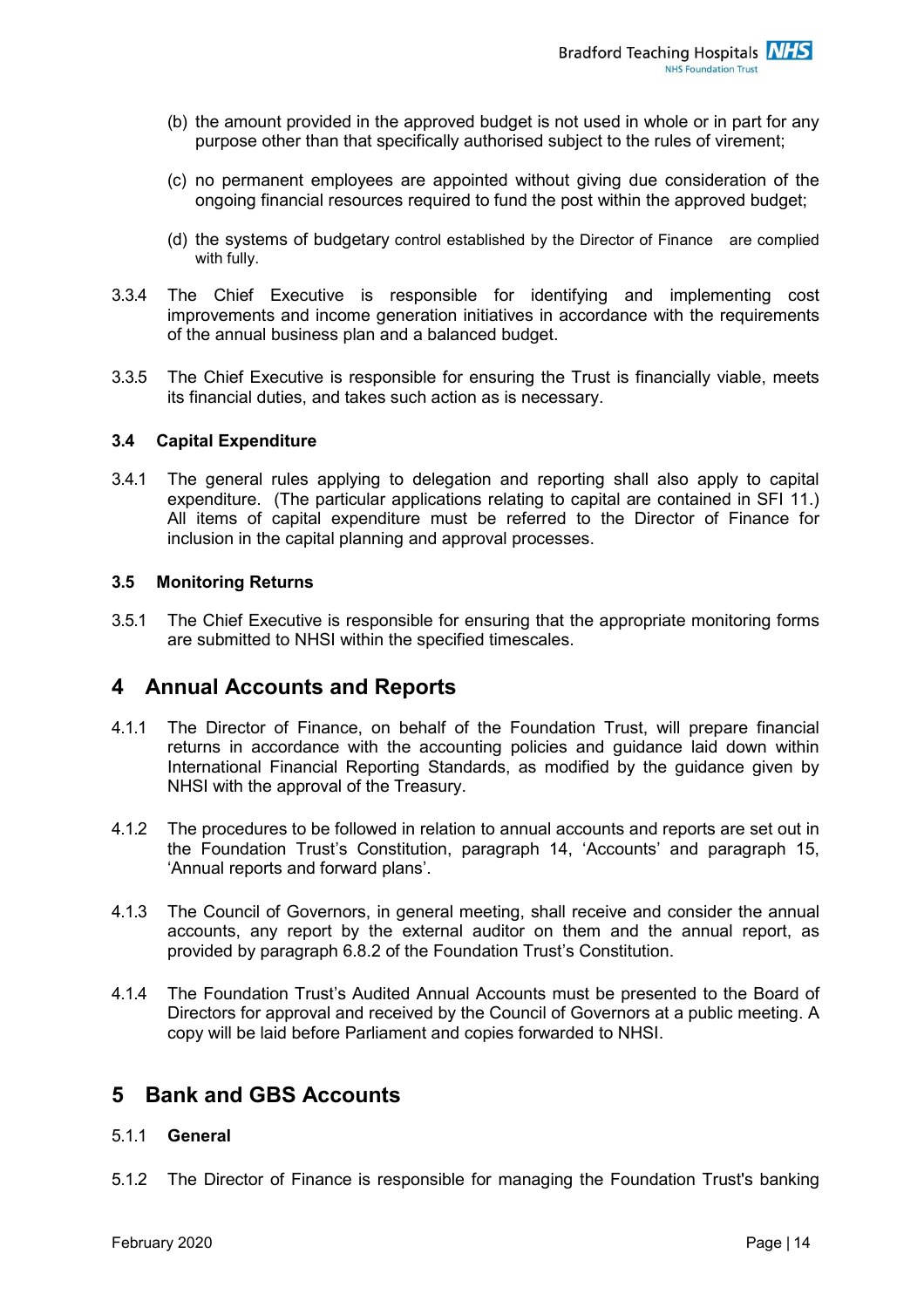(b) the amount provided in the approved budget is not used in whole or in part for any purpose other than that specifically authorised subject to the rules of virement;

(c) no permanent employees are appointed without giving due consideration of the ongoing financial resources required to fund the post within the approved budget;

(d) the systems of budgetary control established by the Director of Finance are complied with fully.

3.3.4 The Chief Executive is responsible for identifying and implementing cost improvements and income generation initiatives in accordance with the requirements of the annual business plan and a balanced budget.

3.3.5 The Chief Executive is responsible for ensuring the Trust is financially viable, meets its financial duties, and takes such action as is necessary.

### 3.4 Capital Expenditure

3.4.1 The general rules applying to delegation and reporting shall also apply to capital expenditure. (The particular applications relating to capital are contained in SFI 11.) All items of capital expenditure must be referred to the Director of Finance for inclusion in the capital planning and approval processes.

### 3.5 Monitoring Returns

3.5.1 The Chief Executive is responsible for ensuring that the appropriate monitoring forms are submitted to NHSI within the specified timescales.

## 4 Annual Accounts and Reports

4.1.1 The Director of Finance, on behalf of the Foundation Trust, will prepare financial returns in accordance with the accounting policies and guidance laid down within International Financial Reporting Standards, as modified by the guidance given by NHSI with the approval of the Treasury.

4.1.2 The procedures to be followed in relation to annual accounts and reports are set out in the Foundation Trust's Constitution, paragraph 14, 'Accounts' and paragraph 15, 'Annual reports and forward plans'.

4.1.3 The Council of Governors, in general meeting, shall receive and consider the annual accounts, any report by the external auditor on them and the annual report, as provided by paragraph 6.8.2 of the Foundation Trust's Constitution.

4.1.4 The Foundation Trust's Audited Annual Accounts must be presented to the Board of Directors for approval and received by the Council of Governors at a public meeting. A copy will be laid before Parliament and copies forwarded to NHSI.

## 5 Bank and GBS Accounts

5.1.1 **General**

5.1.2 The Director of Finance is responsible for managing the Foundation Trust's banking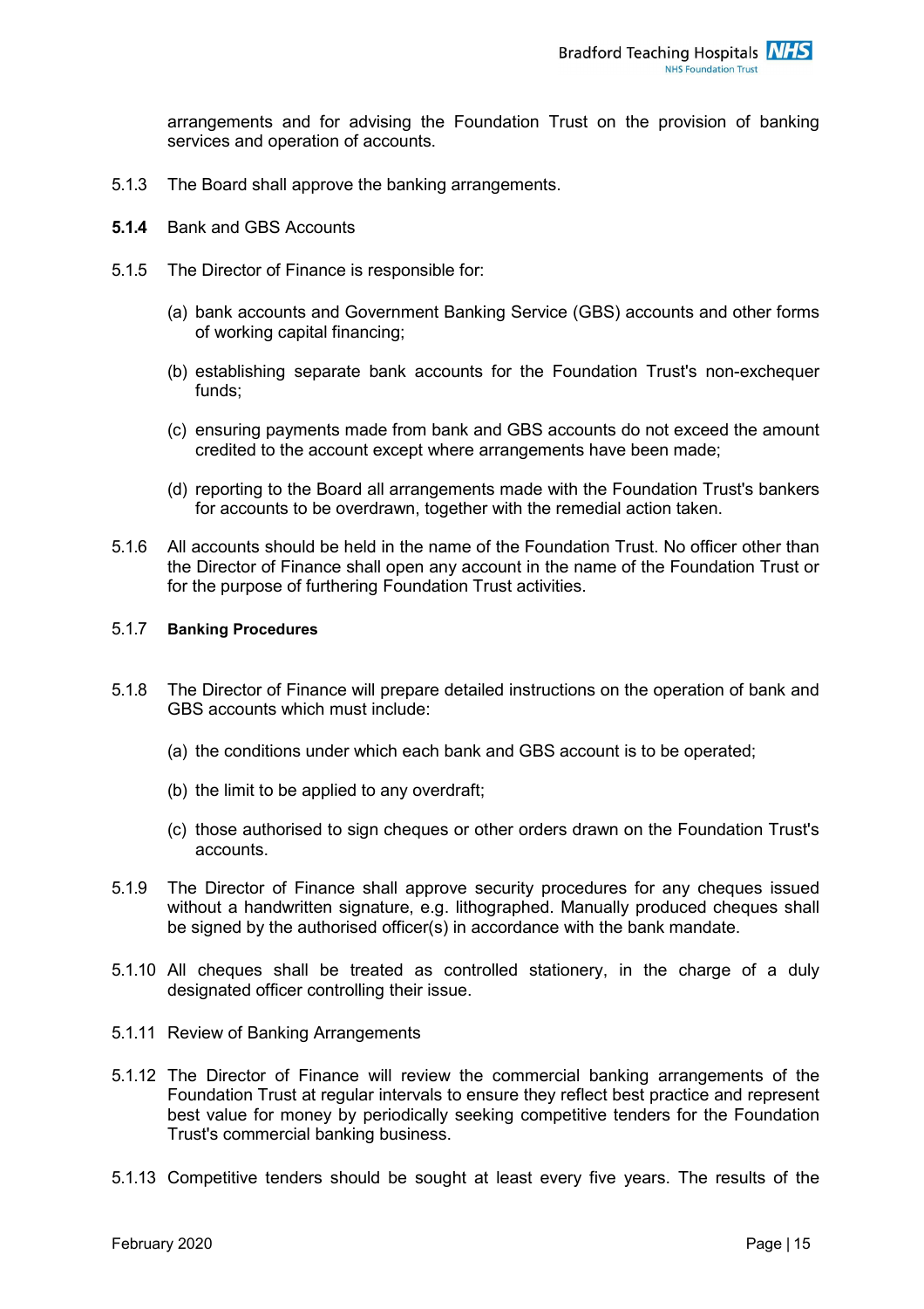arrangements and for advising the Foundation Trust on the provision of banking services and operation of accounts.

5.1.3 The Board shall approve the banking arrangements.

**5.1.4** Bank and GBS Accounts

5.1.5 The Director of Finance is responsible for:

(a) bank accounts and Government Banking Service (GBS) accounts and other forms of working capital financing;

(b) establishing separate bank accounts for the Foundation Trust's non-exchequer funds;

(c) ensuring payments made from bank and GBS accounts do not exceed the amount credited to the account except where arrangements have been made;

(d) reporting to the Board all arrangements made with the Foundation Trust's bankers for accounts to be overdrawn, together with the remedial action taken.

5.1.6 All accounts should be held in the name of the Foundation Trust. No officer other than the Director of Finance shall open any account in the name of the Foundation Trust or for the purpose of furthering Foundation Trust activities.

5.1.7 **Banking Procedures**

5.1.8 The Director of Finance will prepare detailed instructions on the operation of bank and GBS accounts which must include:

(a) the conditions under which each bank and GBS account is to be operated;

(b) the limit to be applied to any overdraft;

(c) those authorised to sign cheques or other orders drawn on the Foundation Trust's accounts.

5.1.9 The Director of Finance shall approve security procedures for any cheques issued without a handwritten signature, e.g. lithographed. Manually produced cheques shall be signed by the authorised officer(s) in accordance with the bank mandate.

5.1.10 All cheques shall be treated as controlled stationery, in the charge of a duly designated officer controlling their issue.

5.1.11 Review of Banking Arrangements

5.1.12 The Director of Finance will review the commercial banking arrangements of the Foundation Trust at regular intervals to ensure they reflect best practice and represent best value for money by periodically seeking competitive tenders for the Foundation Trust's commercial banking business.

5.1.13 Competitive tenders should be sought at least every five years. The results of the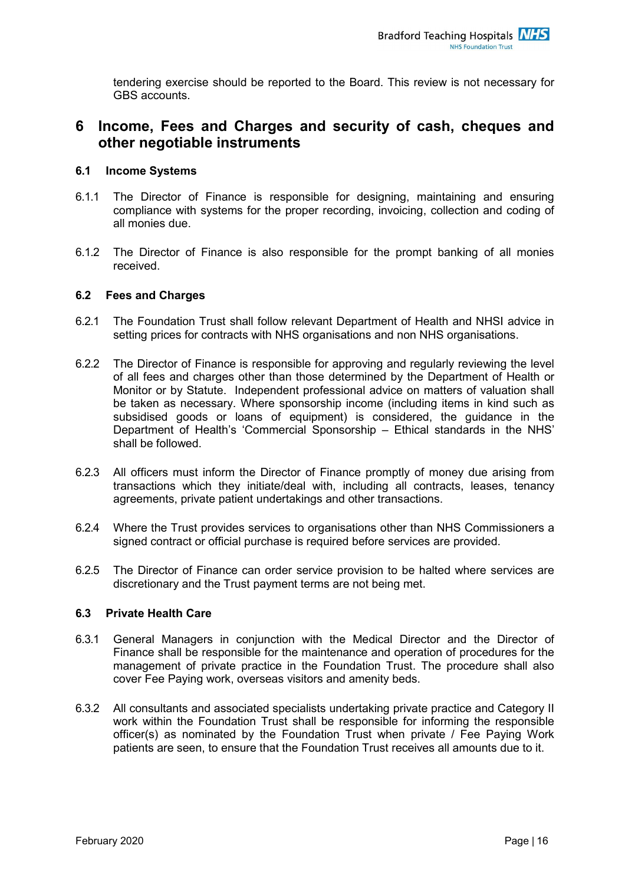tendering exercise should be reported to the Board. This review is not necessary for GBS accounts.

# 6 Income, Fees and Charges and security of cash, cheques and other negotiable instruments

### 6.1 Income Systems

6.1.1 The Director of Finance is responsible for designing, maintaining and ensuring compliance with systems for the proper recording, invoicing, collection and coding of all monies due.

6.1.2 The Director of Finance is also responsible for the prompt banking of all monies received.

### 6.2 Fees and Charges

6.2.1 The Foundation Trust shall follow relevant Department of Health and NHSI advice in setting prices for contracts with NHS organisations and non NHS organisations.

6.2.2 The Director of Finance is responsible for approving and regularly reviewing the level of all fees and charges other than those determined by the Department of Health or Monitor or by Statute. Independent professional advice on matters of valuation shall be taken as necessary. Where sponsorship income (including items in kind such as subsidised goods or loans of equipment) is considered, the guidance in the Department of Health's 'Commercial Sponsorship – Ethical standards in the NHS' shall be followed.

6.2.3 All officers must inform the Director of Finance promptly of money due arising from transactions which they initiate/deal with, including all contracts, leases, tenancy agreements, private patient undertakings and other transactions.

6.2.4 Where the Trust provides services to organisations other than NHS Commissioners a signed contract or official purchase is required before services are provided.

6.2.5 The Director of Finance can order service provision to be halted where services are discretionary and the Trust payment terms are not being met.

### 6.3 Private Health Care

6.3.1 General Managers in conjunction with the Medical Director and the Director of Finance shall be responsible for the maintenance and operation of procedures for the management of private practice in the Foundation Trust. The procedure shall also cover Fee Paying work, overseas visitors and amenity beds.

6.3.2 All consultants and associated specialists undertaking private practice and Category II work within the Foundation Trust shall be responsible for informing the responsible officer(s) as nominated by the Foundation Trust when private / Fee Paying Work patients are seen, to ensure that the Foundation Trust receives all amounts due to it.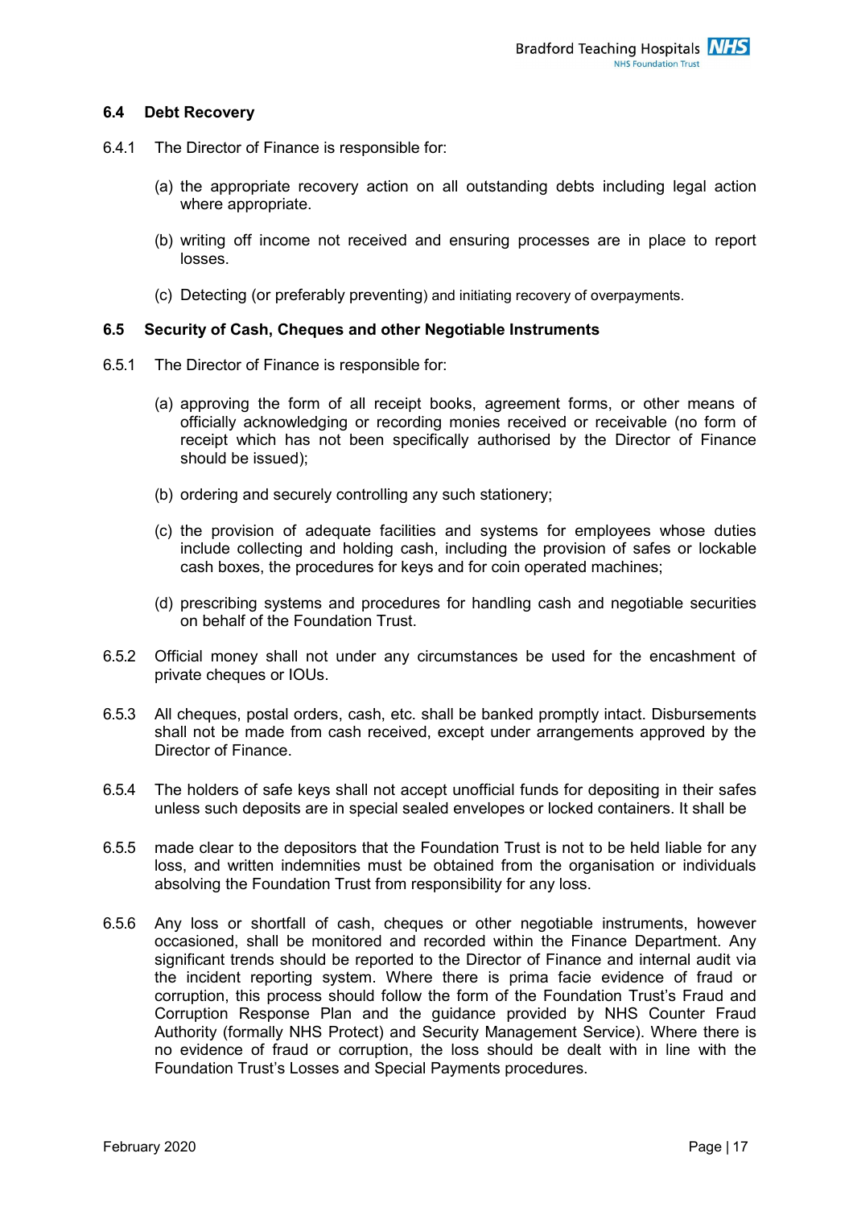### 6.4 Debt Recovery

6.4.1 The Director of Finance is responsible for:

(a) the appropriate recovery action on all outstanding debts including legal action where appropriate.

(b) writing off income not received and ensuring processes are in place to report losses.

(c) Detecting (or preferably preventing) and initiating recovery of overpayments.

### 6.5 Security of Cash, Cheques and other Negotiable Instruments

6.5.1 The Director of Finance is responsible for:

(a) approving the form of all receipt books, agreement forms, or other means of officially acknowledging or recording monies received or receivable (no form of receipt which has not been specifically authorised by the Director of Finance should be issued);

(b) ordering and securely controlling any such stationery;

(c) the provision of adequate facilities and systems for employees whose duties include collecting and holding cash, including the provision of safes or lockable cash boxes, the procedures for keys and for coin operated machines;

(d) prescribing systems and procedures for handling cash and negotiable securities on behalf of the Foundation Trust.

6.5.2 Official money shall not under any circumstances be used for the encashment of private cheques or IOUs.

6.5.3 All cheques, postal orders, cash, etc. shall be banked promptly intact. Disbursements shall not be made from cash received, except under arrangements approved by the Director of Finance.

6.5.4 The holders of safe keys shall not accept unofficial funds for depositing in their safes unless such deposits are in special sealed envelopes or locked containers. It shall be

6.5.5 made clear to the depositors that the Foundation Trust is not to be held liable for any loss, and written indemnities must be obtained from the organisation or individuals absolving the Foundation Trust from responsibility for any loss.

6.5.6 Any loss or shortfall of cash, cheques or other negotiable instruments, however occasioned, shall be monitored and recorded within the Finance Department. Any significant trends should be reported to the Director of Finance and internal audit via the incident reporting system. Where there is prima facie evidence of fraud or corruption, this process should follow the form of the Foundation Trust's Fraud and Corruption Response Plan and the guidance provided by NHS Counter Fraud Authority (formally NHS Protect) and Security Management Service). Where there is no evidence of fraud or corruption, the loss should be dealt with in line with the Foundation Trust's Losses and Special Payments procedures.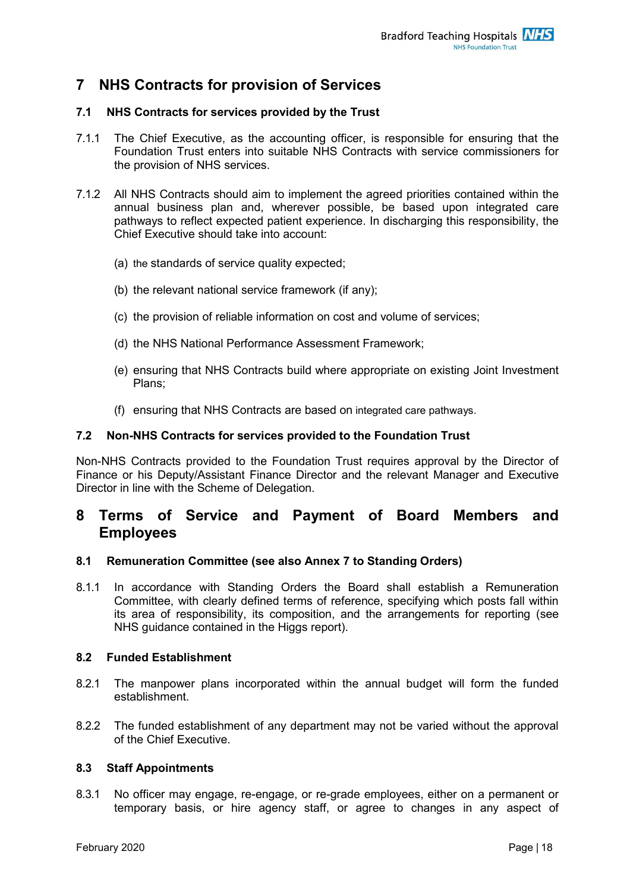# 7 NHS Contracts for provision of Services

## 7.1 NHS Contracts for services provided by the Trust

7.1.1 The Chief Executive, as the accounting officer, is responsible for ensuring that the Foundation Trust enters into suitable NHS Contracts with service commissioners for the provision of NHS services.

7.1.2 All NHS Contracts should aim to implement the agreed priorities contained within the annual business plan and, wherever possible, be based upon integrated care pathways to reflect expected patient experience. In discharging this responsibility, the Chief Executive should take into account:

(a) the standards of service quality expected;

(b) the relevant national service framework (if any);

(c) the provision of reliable information on cost and volume of services;

(d) the NHS National Performance Assessment Framework;

(e) ensuring that NHS Contracts build where appropriate on existing Joint Investment Plans;

(f) ensuring that NHS Contracts are based on integrated care pathways.

## 7.2 Non-NHS Contracts for services provided to the Foundation Trust

Non-NHS Contracts provided to the Foundation Trust requires approval by the Director of Finance or his Deputy/Assistant Finance Director and the relevant Manager and Executive Director in line with the Scheme of Delegation.

# 8 Terms of Service and Payment of Board Members and Employees

## 8.1 Remuneration Committee (see also Annex 7 to Standing Orders)

8.1.1 In accordance with Standing Orders the Board shall establish a Remuneration Committee, with clearly defined terms of reference, specifying which posts fall within its area of responsibility, its composition, and the arrangements for reporting (see NHS guidance contained in the Higgs report).

## 8.2 Funded Establishment

8.2.1 The manpower plans incorporated within the annual budget will form the funded establishment.

8.2.2 The funded establishment of any department may not be varied without the approval of the Chief Executive.

## 8.3 Staff Appointments

8.3.1 No officer may engage, re-engage, or re-grade employees, either on a permanent or temporary basis, or hire agency staff, or agree to changes in any aspect of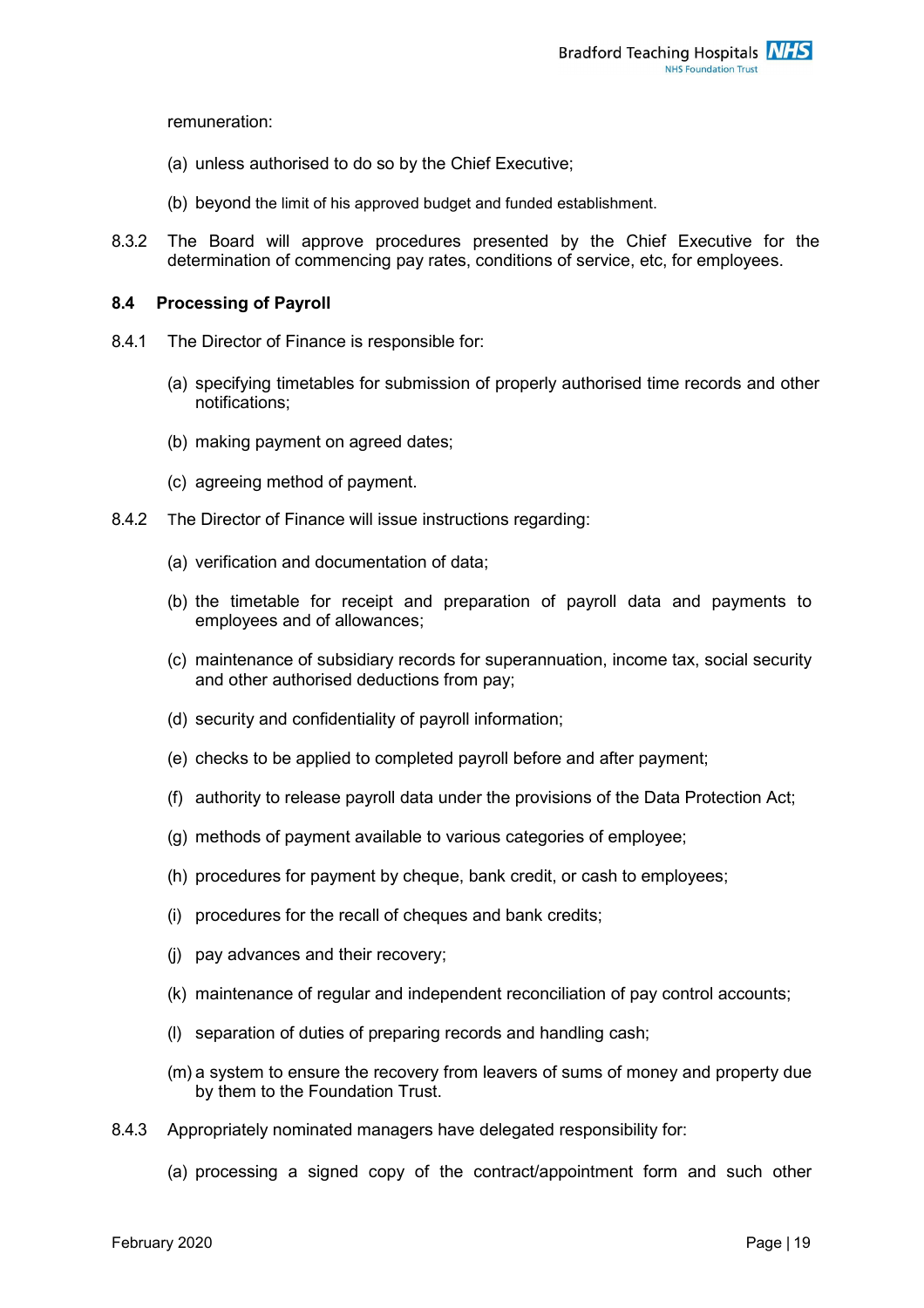remuneration:

(a) unless authorised to do so by the Chief Executive;

(b) beyond the limit of his approved budget and funded establishment.

8.3.2 The Board will approve procedures presented by the Chief Executive for the determination of commencing pay rates, conditions of service, etc, for employees.

**8.4 Processing of Payroll**

8.4.1 The Director of Finance is responsible for:

(a) specifying timetables for submission of properly authorised time records and other notifications;

(b) making payment on agreed dates;

(c) agreeing method of payment.

8.4.2 The Director of Finance will issue instructions regarding:

(a) verification and documentation of data;

(b) the timetable for receipt and preparation of payroll data and payments to employees and of allowances;

(c) maintenance of subsidiary records for superannuation, income tax, social security and other authorised deductions from pay;

(d) security and confidentiality of payroll information;

(e) checks to be applied to completed payroll before and after payment;

(f) authority to release payroll data under the provisions of the Data Protection Act;

(g) methods of payment available to various categories of employee;

(h) procedures for payment by cheque, bank credit, or cash to employees;

(i) procedures for the recall of cheques and bank credits;

(j) pay advances and their recovery;

(k) maintenance of regular and independent reconciliation of pay control accounts;

(l) separation of duties of preparing records and handling cash;

(m) a system to ensure the recovery from leavers of sums of money and property due by them to the Foundation Trust.

8.4.3 Appropriately nominated managers have delegated responsibility for:

(a) processing a signed copy of the contract/appointment form and such other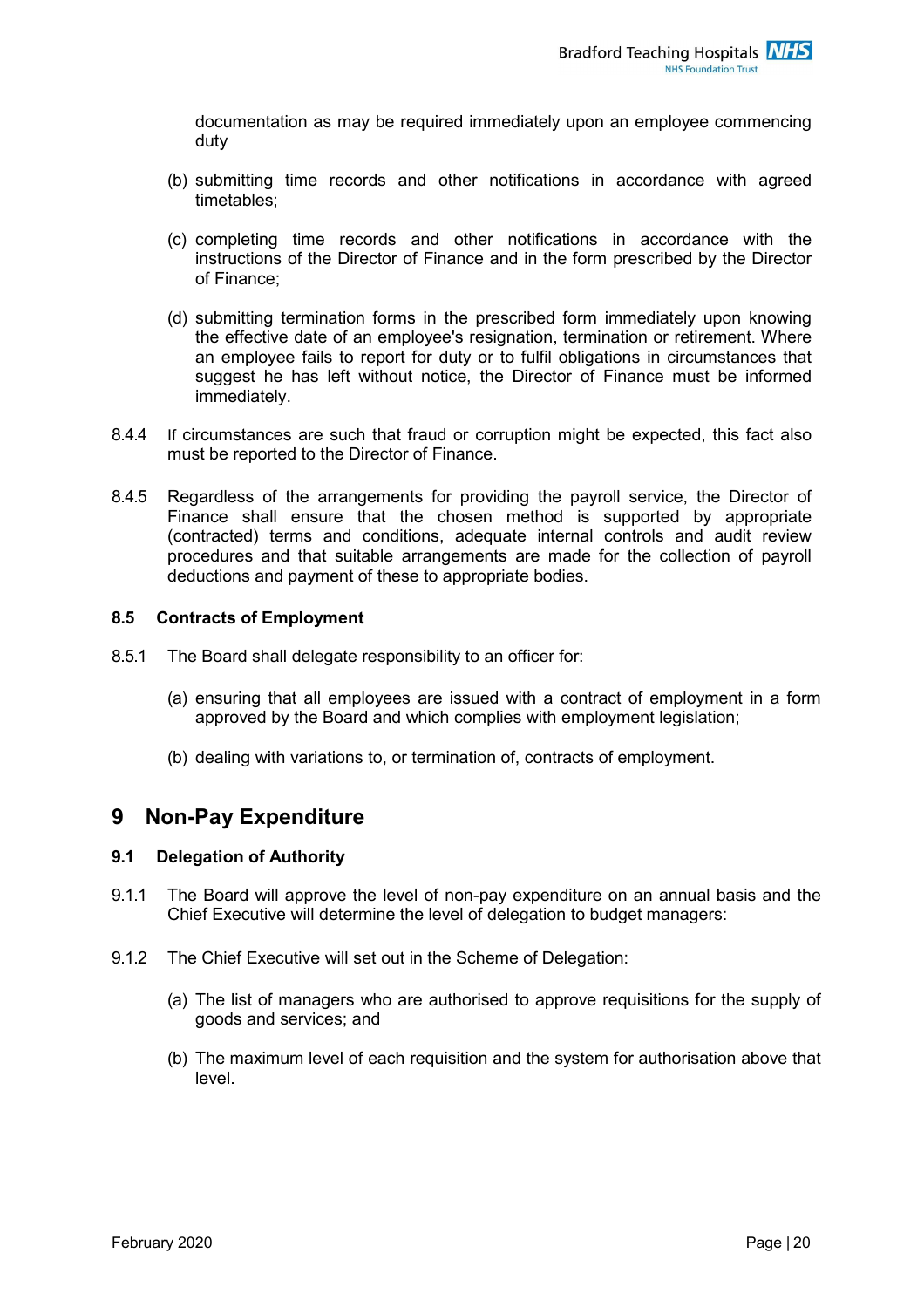documentation as may be required immediately upon an employee commencing duty

(b) submitting time records and other notifications in accordance with agreed timetables;

(c) completing time records and other notifications in accordance with the instructions of the Director of Finance and in the form prescribed by the Director of Finance;

(d) submitting termination forms in the prescribed form immediately upon knowing the effective date of an employee's resignation, termination or retirement. Where an employee fails to report for duty or to fulfil obligations in circumstances that suggest he has left without notice, the Director of Finance must be informed immediately.

8.4.4 If circumstances are such that fraud or corruption might be expected, this fact also must be reported to the Director of Finance.

8.4.5 Regardless of the arrangements for providing the payroll service, the Director of Finance shall ensure that the chosen method is supported by appropriate (contracted) terms and conditions, adequate internal controls and audit review procedures and that suitable arrangements are made for the collection of payroll deductions and payment of these to appropriate bodies.

### 8.5 Contracts of Employment

8.5.1 The Board shall delegate responsibility to an officer for:

(a) ensuring that all employees are issued with a contract of employment in a form approved by the Board and which complies with employment legislation;

(b) dealing with variations to, or termination of, contracts of employment.

## 9 Non-Pay Expenditure

### 9.1 Delegation of Authority

9.1.1 The Board will approve the level of non-pay expenditure on an annual basis and the Chief Executive will determine the level of delegation to budget managers:

9.1.2 The Chief Executive will set out in the Scheme of Delegation:

(a) The list of managers who are authorised to approve requisitions for the supply of goods and services; and

(b) The maximum level of each requisition and the system for authorisation above that level.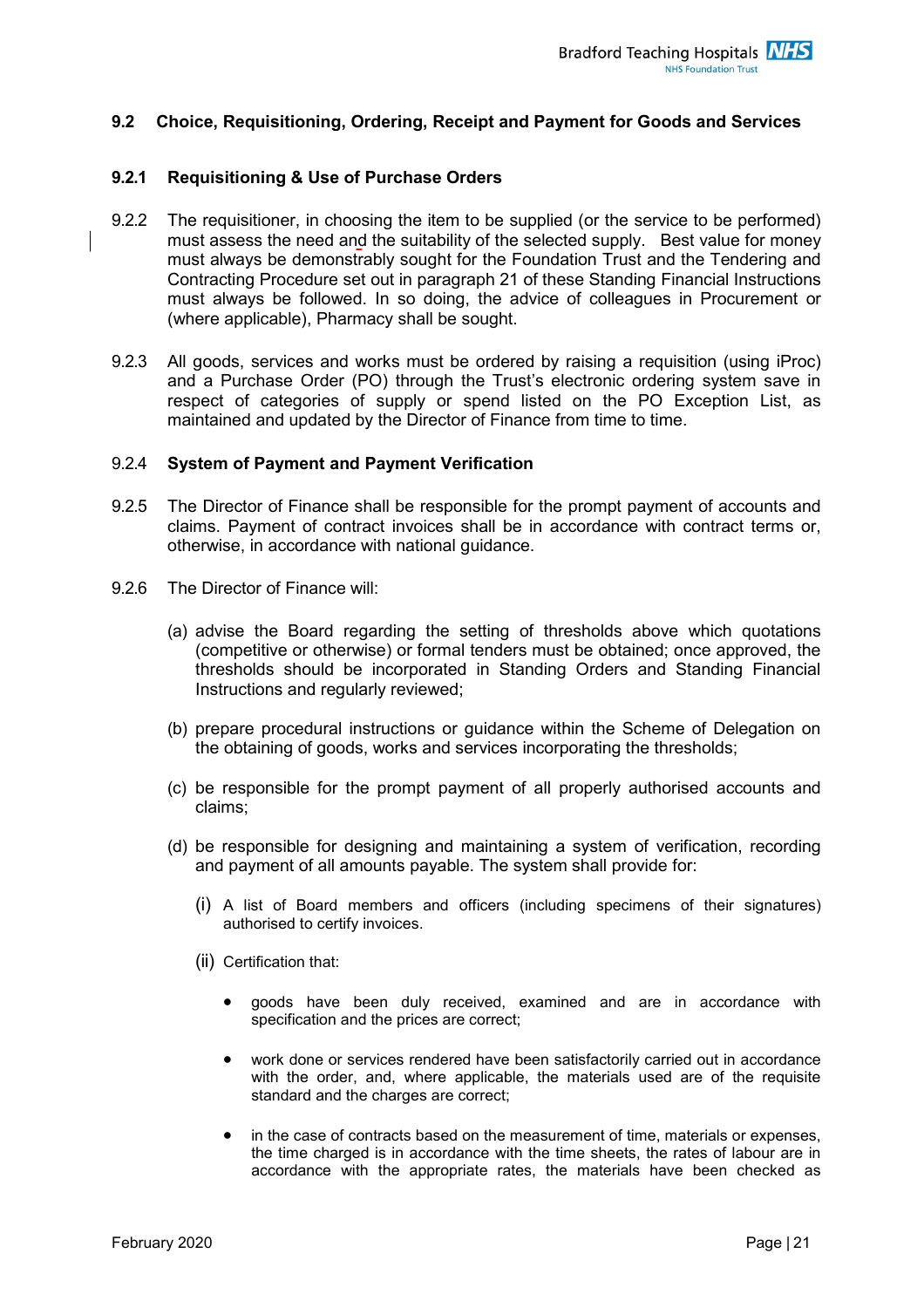### 9.2 Choice, Requisitioning, Ordering, Receipt and Payment for Goods and Services

#### 9.2.1 Requisitioning & Use of Purchase Orders

9.2.2 The requisitioner, in choosing the item to be supplied (or the service to be performed) must assess the need and the suitability of the selected supply. Best value for money must always be demonstrably sought for the Foundation Trust and the Tendering and Contracting Procedure set out in paragraph 21 of these Standing Financial Instructions must always be followed. In so doing, the advice of colleagues in Procurement or (where applicable), Pharmacy shall be sought.

9.2.3 All goods, services and works must be ordered by raising a requisition (using iProc) and a Purchase Order (PO) through the Trust's electronic ordering system save in respect of categories of supply or spend listed on the PO Exception List, as maintained and updated by the Director of Finance from time to time.

#### 9.2.4 System of Payment and Payment Verification

9.2.5 The Director of Finance shall be responsible for the prompt payment of accounts and claims. Payment of contract invoices shall be in accordance with contract terms or, otherwise, in accordance with national guidance.

9.2.6 The Director of Finance will:

(a) advise the Board regarding the setting of thresholds above which quotations (competitive or otherwise) or formal tenders must be obtained; once approved, the thresholds should be incorporated in Standing Orders and Standing Financial Instructions and regularly reviewed;

(b) prepare procedural instructions or guidance within the Scheme of Delegation on the obtaining of goods, works and services incorporating the thresholds;

(c) be responsible for the prompt payment of all properly authorised accounts and claims;

(d) be responsible for designing and maintaining a system of verification, recording and payment of all amounts payable. The system shall provide for:

(i) A list of Board members and officers (including specimens of their signatures) authorised to certify invoices.

(ii) Certification that:

- goods have been duly received, examined and are in accordance with specification and the prices are correct;
- work done or services rendered have been satisfactorily carried out in accordance with the order, and, where applicable, the materials used are of the requisite standard and the charges are correct;
- in the case of contracts based on the measurement of time, materials or expenses, the time charged is in accordance with the time sheets, the rates of labour are in accordance with the appropriate rates, the materials have been checked as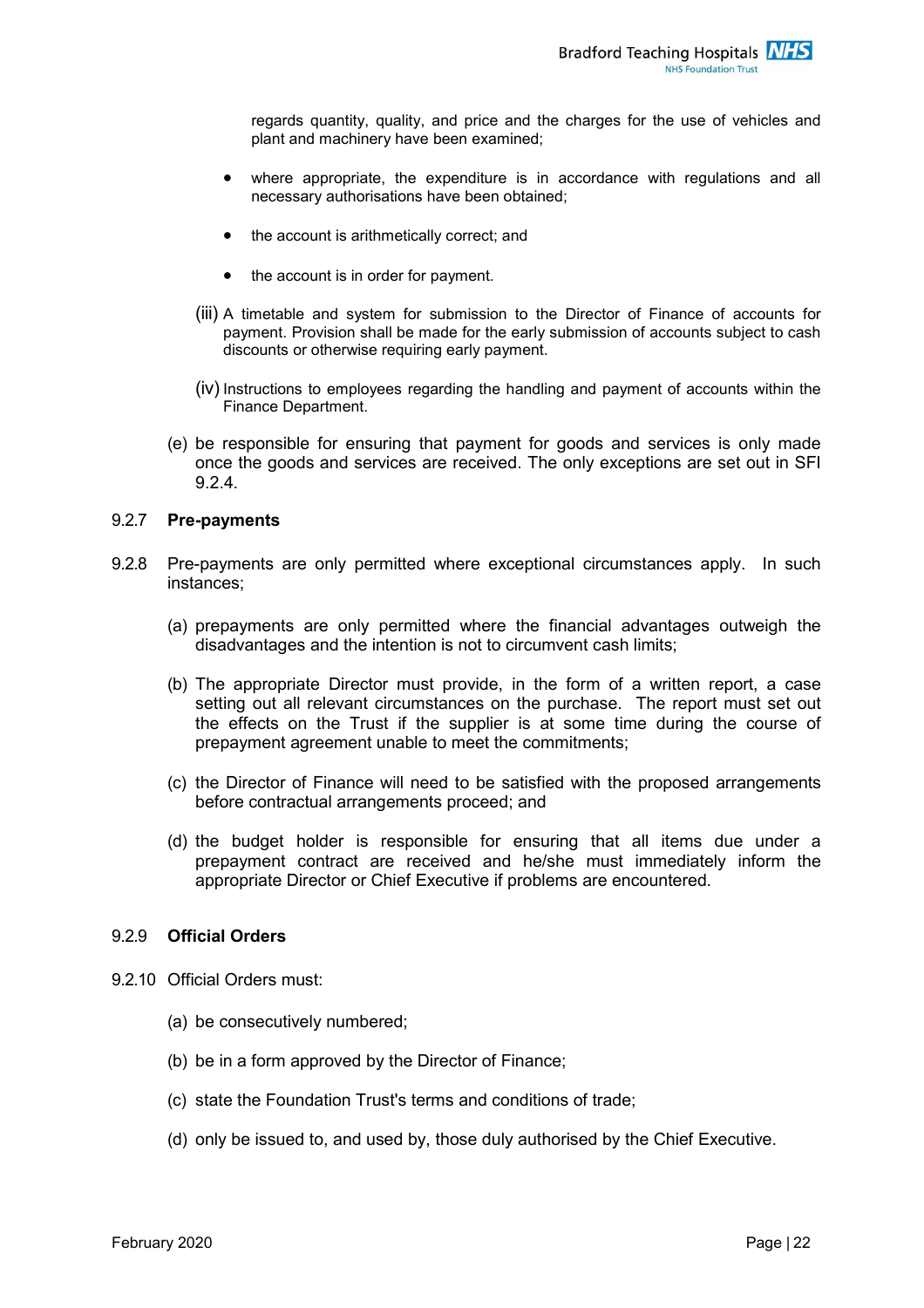regards quantity, quality, and price and the charges for the use of vehicles and plant and machinery have been examined;

- where appropriate, the expenditure is in accordance with regulations and all necessary authorisations have been obtained;
- the account is arithmetically correct; and
- the account is in order for payment.

(iii) A timetable and system for submission to the Director of Finance of accounts for payment. Provision shall be made for the early submission of accounts subject to cash discounts or otherwise requiring early payment.

(iv) Instructions to employees regarding the handling and payment of accounts within the Finance Department.

(e) be responsible for ensuring that payment for goods and services is only made once the goods and services are received. The only exceptions are set out in SFI 9.2.4.

9.2.7 **Pre-payments**

9.2.8 Pre-payments are only permitted where exceptional circumstances apply. In such instances;

(a) prepayments are only permitted where the financial advantages outweigh the disadvantages and the intention is not to circumvent cash limits;

(b) The appropriate Director must provide, in the form of a written report, a case setting out all relevant circumstances on the purchase. The report must set out the effects on the Trust if the supplier is at some time during the course of prepayment agreement unable to meet the commitments;

(c) the Director of Finance will need to be satisfied with the proposed arrangements before contractual arrangements proceed; and

(d) the budget holder is responsible for ensuring that all items due under a prepayment contract are received and he/she must immediately inform the appropriate Director or Chief Executive if problems are encountered.

9.2.9 **Official Orders**

9.2.10 Official Orders must:

(a) be consecutively numbered;

(b) be in a form approved by the Director of Finance;

(c) state the Foundation Trust's terms and conditions of trade;

(d) only be issued to, and used by, those duly authorised by the Chief Executive.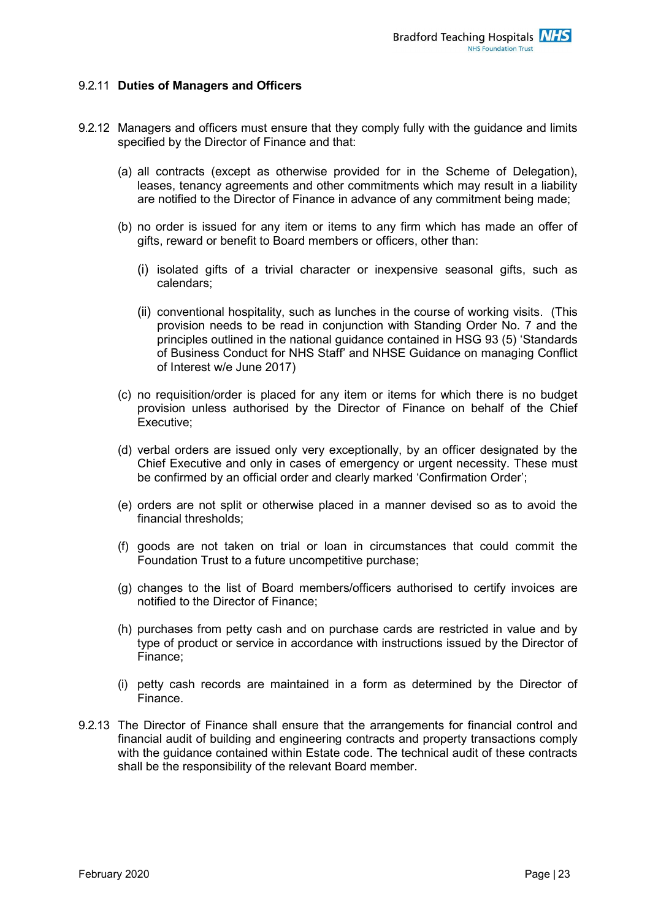### 9.2.11 **Duties of Managers and Officers**

9.2.12 Managers and officers must ensure that they comply fully with the guidance and limits specified by the Director of Finance and that:

(a) all contracts (except as otherwise provided for in the Scheme of Delegation), leases, tenancy agreements and other commitments which may result in a liability are notified to the Director of Finance in advance of any commitment being made;

(b) no order is issued for any item or items to any firm which has made an offer of gifts, reward or benefit to Board members or officers, other than:

(i) isolated gifts of a trivial character or inexpensive seasonal gifts, such as calendars;

(ii) conventional hospitality, such as lunches in the course of working visits. (This provision needs to be read in conjunction with Standing Order No. 7 and the principles outlined in the national guidance contained in HSG 93 (5) 'Standards of Business Conduct for NHS Staff' and NHSE Guidance on managing Conflict of Interest w/e June 2017)

(c) no requisition/order is placed for any item or items for which there is no budget provision unless authorised by the Director of Finance on behalf of the Chief Executive;

(d) verbal orders are issued only very exceptionally, by an officer designated by the Chief Executive and only in cases of emergency or urgent necessity. These must be confirmed by an official order and clearly marked 'Confirmation Order';

(e) orders are not split or otherwise placed in a manner devised so as to avoid the financial thresholds;

(f) goods are not taken on trial or loan in circumstances that could commit the Foundation Trust to a future uncompetitive purchase;

(g) changes to the list of Board members/officers authorised to certify invoices are notified to the Director of Finance;

(h) purchases from petty cash and on purchase cards are restricted in value and by type of product or service in accordance with instructions issued by the Director of Finance;

(i) petty cash records are maintained in a form as determined by the Director of Finance.

9.2.13 The Director of Finance shall ensure that the arrangements for financial control and financial audit of building and engineering contracts and property transactions comply with the guidance contained within Estate code. The technical audit of these contracts shall be the responsibility of the relevant Board member.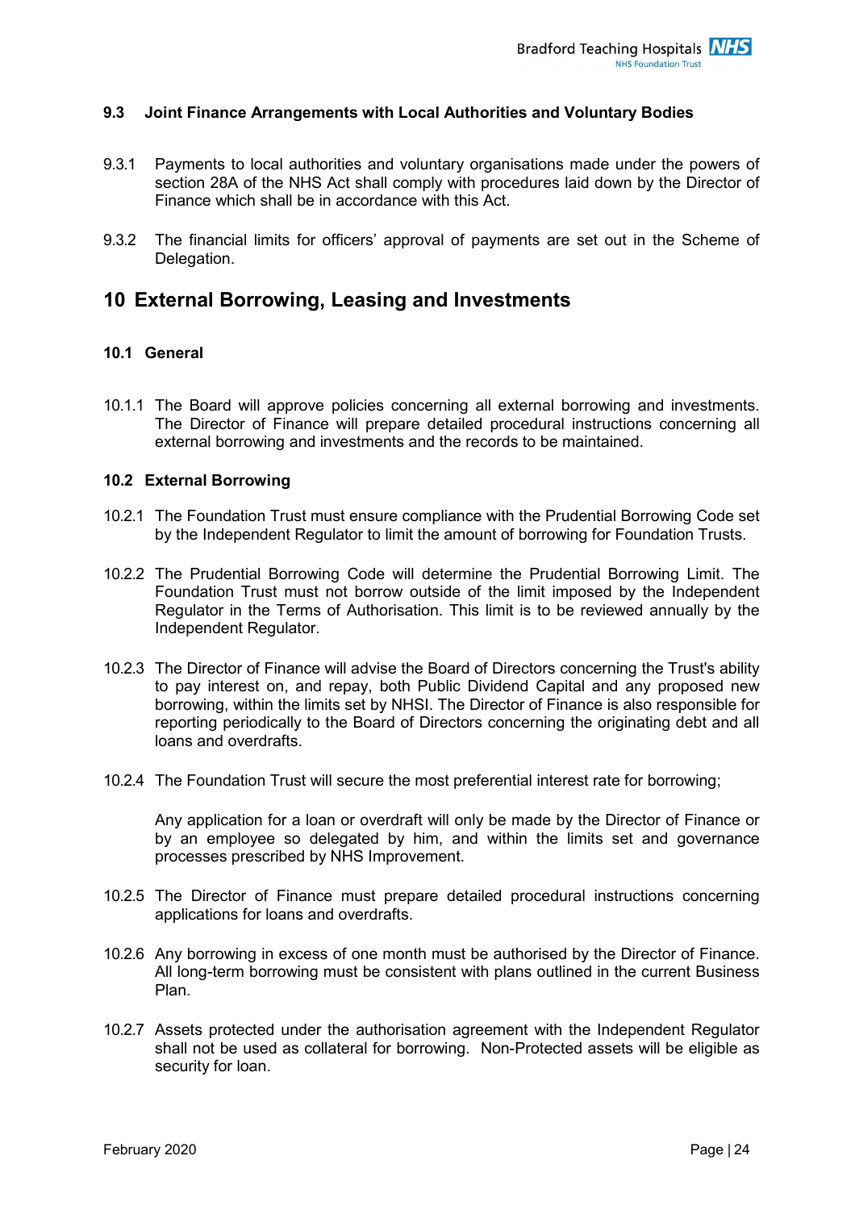### 9.3 Joint Finance Arrangements with Local Authorities and Voluntary Bodies

9.3.1 Payments to local authorities and voluntary organisations made under the powers of section 28A of the NHS Act shall comply with procedures laid down by the Director of Finance which shall be in accordance with this Act.

9.3.2 The financial limits for officers' approval of payments are set out in the Scheme of Delegation.

## 10 External Borrowing, Leasing and Investments

### 10.1 General

10.1.1 The Board will approve policies concerning all external borrowing and investments. The Director of Finance will prepare detailed procedural instructions concerning all external borrowing and investments and the records to be maintained.

### 10.2 External Borrowing

10.2.1 The Foundation Trust must ensure compliance with the Prudential Borrowing Code set by the Independent Regulator to limit the amount of borrowing for Foundation Trusts.

10.2.2 The Prudential Borrowing Code will determine the Prudential Borrowing Limit. The Foundation Trust must not borrow outside of the limit imposed by the Independent Regulator in the Terms of Authorisation. This limit is to be reviewed annually by the Independent Regulator.

10.2.3 The Director of Finance will advise the Board of Directors concerning the Trust's ability to pay interest on, and repay, both Public Dividend Capital and any proposed new borrowing, within the limits set by NHSI. The Director of Finance is also responsible for reporting periodically to the Board of Directors concerning the originating debt and all loans and overdrafts.

10.2.4 The Foundation Trust will secure the most preferential interest rate for borrowing;

Any application for a loan or overdraft will only be made by the Director of Finance or by an employee so delegated by him, and within the limits set and governance processes prescribed by NHS Improvement.

10.2.5 The Director of Finance must prepare detailed procedural instructions concerning applications for loans and overdrafts.

10.2.6 Any borrowing in excess of one month must be authorised by the Director of Finance. All long-term borrowing must be consistent with plans outlined in the current Business Plan.

10.2.7 Assets protected under the authorisation agreement with the Independent Regulator shall not be used as collateral for borrowing. Non-Protected assets will be eligible as security for loan.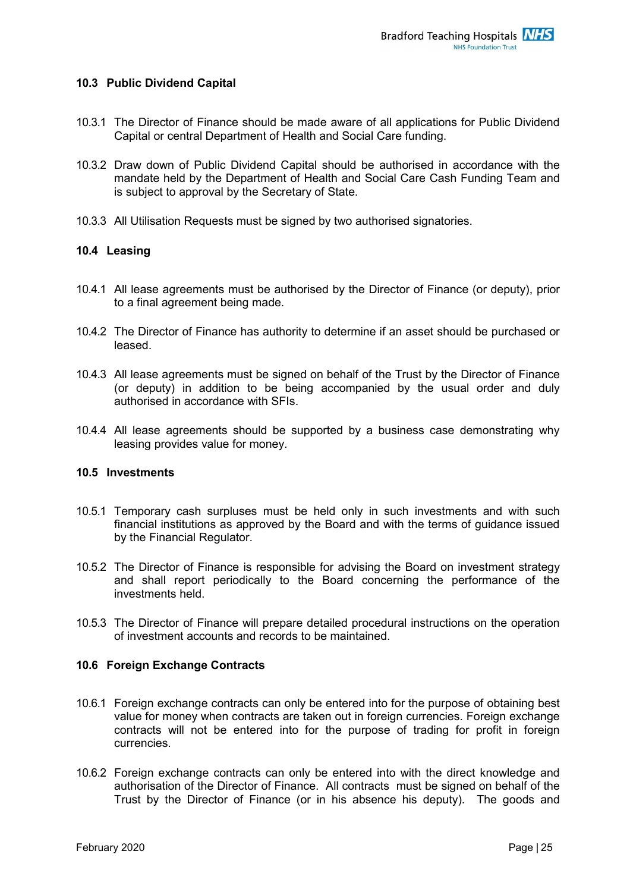### 10.3 Public Dividend Capital

10.3.1 The Director of Finance should be made aware of all applications for Public Dividend Capital or central Department of Health and Social Care funding.

10.3.2 Draw down of Public Dividend Capital should be authorised in accordance with the mandate held by the Department of Health and Social Care Cash Funding Team and is subject to approval by the Secretary of State.

10.3.3 All Utilisation Requests must be signed by two authorised signatories.

### 10.4 Leasing

10.4.1 All lease agreements must be authorised by the Director of Finance (or deputy), prior to a final agreement being made.

10.4.2 The Director of Finance has authority to determine if an asset should be purchased or leased.

10.4.3 All lease agreements must be signed on behalf of the Trust by the Director of Finance (or deputy) in addition to be being accompanied by the usual order and duly authorised in accordance with SFIs.

10.4.4 All lease agreements should be supported by a business case demonstrating why leasing provides value for money.

### 10.5 Investments

10.5.1 Temporary cash surpluses must be held only in such investments and with such financial institutions as approved by the Board and with the terms of guidance issued by the Financial Regulator.

10.5.2 The Director of Finance is responsible for advising the Board on investment strategy and shall report periodically to the Board concerning the performance of the investments held.

10.5.3 The Director of Finance will prepare detailed procedural instructions on the operation of investment accounts and records to be maintained.

### 10.6 Foreign Exchange Contracts

10.6.1 Foreign exchange contracts can only be entered into for the purpose of obtaining best value for money when contracts are taken out in foreign currencies. Foreign exchange contracts will not be entered into for the purpose of trading for profit in foreign currencies.

10.6.2 Foreign exchange contracts can only be entered into with the direct knowledge and authorisation of the Director of Finance. All contracts must be signed on behalf of the Trust by the Director of Finance (or in his absence his deputy). The goods and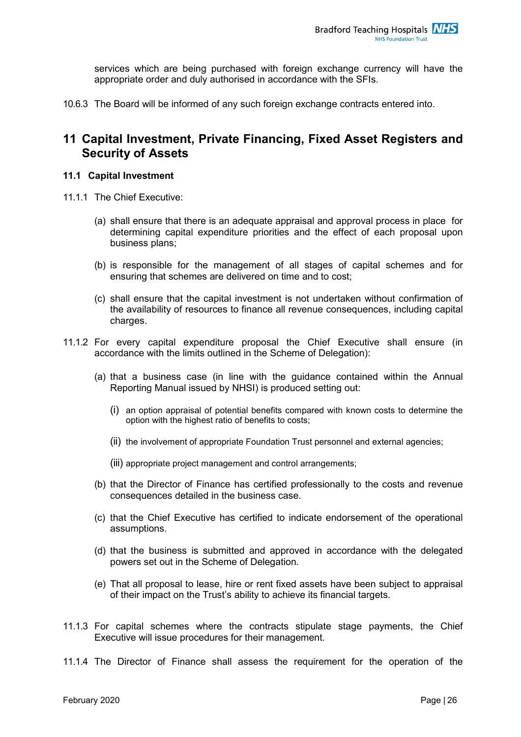services which are being purchased with foreign exchange currency will have the appropriate order and duly authorised in accordance with the SFIs.

10.6.3 The Board will be informed of any such foreign exchange contracts entered into.

# 11 Capital Investment, Private Financing, Fixed Asset Registers and Security of Assets

## 11.1 Capital Investment

11.1.1 The Chief Executive:

(a) shall ensure that there is an adequate appraisal and approval process in place for determining capital expenditure priorities and the effect of each proposal upon business plans;

(b) is responsible for the management of all stages of capital schemes and for ensuring that schemes are delivered on time and to cost;

(c) shall ensure that the capital investment is not undertaken without confirmation of the availability of resources to finance all revenue consequences, including capital charges.

11.1.2 For every capital expenditure proposal the Chief Executive shall ensure (in accordance with the limits outlined in the Scheme of Delegation):

(a) that a business case (in line with the guidance contained within the Annual Reporting Manual issued by NHSI) is produced setting out:

(i) an option appraisal of potential benefits compared with known costs to determine the option with the highest ratio of benefits to costs;

(ii) the involvement of appropriate Foundation Trust personnel and external agencies;

(iii) appropriate project management and control arrangements;

(b) that the Director of Finance has certified professionally to the costs and revenue consequences detailed in the business case.

(c) that the Chief Executive has certified to indicate endorsement of the operational assumptions.

(d) that the business is submitted and approved in accordance with the delegated powers set out in the Scheme of Delegation.

(e) That all proposal to lease, hire or rent fixed assets have been subject to appraisal of their impact on the Trust's ability to achieve its financial targets.

11.1.3 For capital schemes where the contracts stipulate stage payments, the Chief Executive will issue procedures for their management.

11.1.4 The Director of Finance shall assess the requirement for the operation of the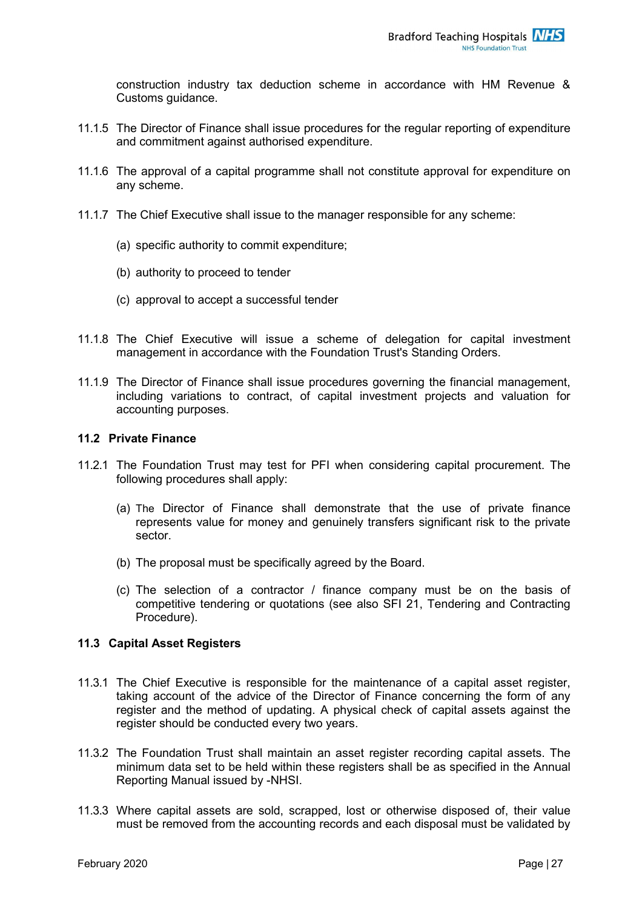construction industry tax deduction scheme in accordance with HM Revenue & Customs guidance.

11.1.5 The Director of Finance shall issue procedures for the regular reporting of expenditure and commitment against authorised expenditure.

11.1.6 The approval of a capital programme shall not constitute approval for expenditure on any scheme.

11.1.7 The Chief Executive shall issue to the manager responsible for any scheme:

(a) specific authority to commit expenditure;

(b) authority to proceed to tender

(c) approval to accept a successful tender

11.1.8 The Chief Executive will issue a scheme of delegation for capital investment management in accordance with the Foundation Trust's Standing Orders.

11.1.9 The Director of Finance shall issue procedures governing the financial management, including variations to contract, of capital investment projects and valuation for accounting purposes.

### 11.2 Private Finance

11.2.1 The Foundation Trust may test for PFI when considering capital procurement. The following procedures shall apply:

(a) The Director of Finance shall demonstrate that the use of private finance represents value for money and genuinely transfers significant risk to the private sector.

(b) The proposal must be specifically agreed by the Board.

(c) The selection of a contractor / finance company must be on the basis of competitive tendering or quotations (see also SFI 21, Tendering and Contracting Procedure).

### 11.3 Capital Asset Registers

11.3.1 The Chief Executive is responsible for the maintenance of a capital asset register, taking account of the advice of the Director of Finance concerning the form of any register and the method of updating. A physical check of capital assets against the register should be conducted every two years.

11.3.2 The Foundation Trust shall maintain an asset register recording capital assets. The minimum data set to be held within these registers shall be as specified in the Annual Reporting Manual issued by -NHSI.

11.3.3 Where capital assets are sold, scrapped, lost or otherwise disposed of, their value must be removed from the accounting records and each disposal must be validated by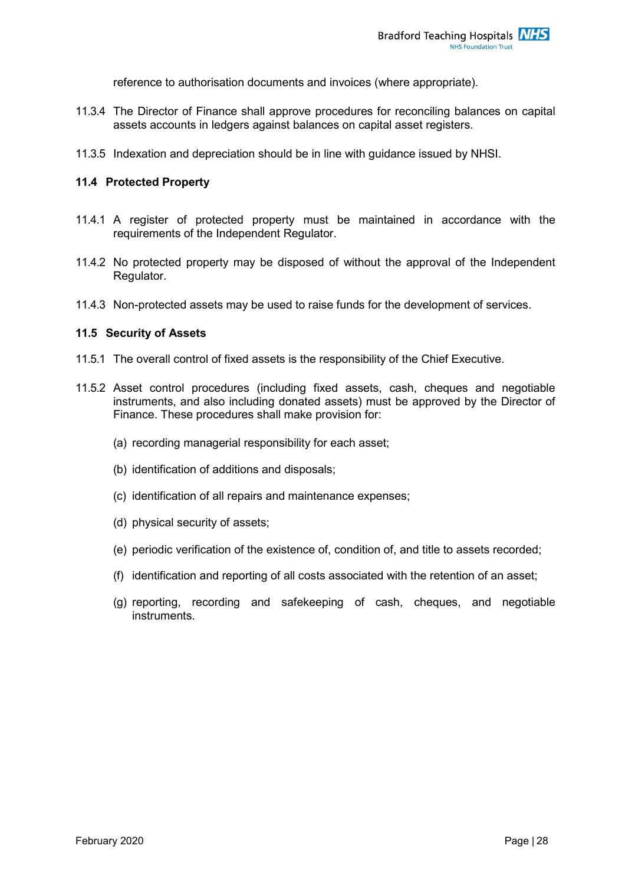reference to authorisation documents and invoices (where appropriate).

11.3.4 The Director of Finance shall approve procedures for reconciling balances on capital assets accounts in ledgers against balances on capital asset registers.

11.3.5 Indexation and depreciation should be in line with guidance issued by NHSI.

### 11.4 Protected Property

11.4.1 A register of protected property must be maintained in accordance with the requirements of the Independent Regulator.

11.4.2 No protected property may be disposed of without the approval of the Independent Regulator.

11.4.3 Non-protected assets may be used to raise funds for the development of services.

### 11.5 Security of Assets

11.5.1 The overall control of fixed assets is the responsibility of the Chief Executive.

11.5.2 Asset control procedures (including fixed assets, cash, cheques and negotiable instruments, and also including donated assets) must be approved by the Director of Finance. These procedures shall make provision for:

(a) recording managerial responsibility for each asset;

(b) identification of additions and disposals;

(c) identification of all repairs and maintenance expenses;

(d) physical security of assets;

(e) periodic verification of the existence of, condition of, and title to assets recorded;

(f) identification and reporting of all costs associated with the retention of an asset;

(g) reporting, recording and safekeeping of cash, cheques, and negotiable instruments.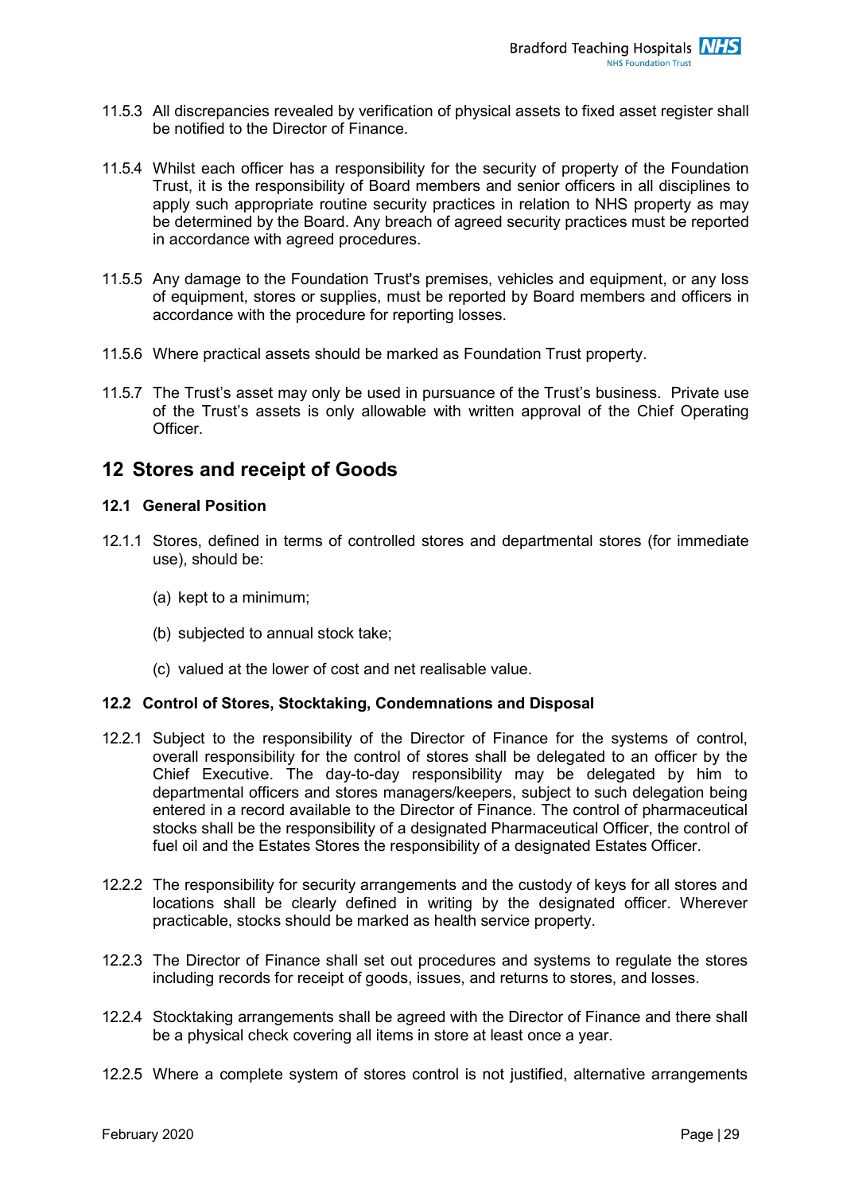11.5.3 All discrepancies revealed by verification of physical assets to fixed asset register shall be notified to the Director of Finance.

11.5.4 Whilst each officer has a responsibility for the security of property of the Foundation Trust, it is the responsibility of Board members and senior officers in all disciplines to apply such appropriate routine security practices in relation to NHS property as may be determined by the Board. Any breach of agreed security practices must be reported in accordance with agreed procedures.

11.5.5 Any damage to the Foundation Trust's premises, vehicles and equipment, or any loss of equipment, stores or supplies, must be reported by Board members and officers in accordance with the procedure for reporting losses.

11.5.6 Where practical assets should be marked as Foundation Trust property.

11.5.7 The Trust's asset may only be used in pursuance of the Trust's business. Private use of the Trust's assets is only allowable with written approval of the Chief Operating Officer.

## 12 Stores and receipt of Goods

### 12.1 General Position

12.1.1 Stores, defined in terms of controlled stores and departmental stores (for immediate use), should be:

(a) kept to a minimum;

(b) subjected to annual stock take;

(c) valued at the lower of cost and net realisable value.

### 12.2 Control of Stores, Stocktaking, Condemnations and Disposal

12.2.1 Subject to the responsibility of the Director of Finance for the systems of control, overall responsibility for the control of stores shall be delegated to an officer by the Chief Executive. The day-to-day responsibility may be delegated by him to departmental officers and stores managers/keepers, subject to such delegation being entered in a record available to the Director of Finance. The control of pharmaceutical stocks shall be the responsibility of a designated Pharmaceutical Officer, the control of fuel oil and the Estates Stores the responsibility of a designated Estates Officer.

12.2.2 The responsibility for security arrangements and the custody of keys for all stores and locations shall be clearly defined in writing by the designated officer. Wherever practicable, stocks should be marked as health service property.

12.2.3 The Director of Finance shall set out procedures and systems to regulate the stores including records for receipt of goods, issues, and returns to stores, and losses.

12.2.4 Stocktaking arrangements shall be agreed with the Director of Finance and there shall be a physical check covering all items in store at least once a year.

12.2.5 Where a complete system of stores control is not justified, alternative arrangements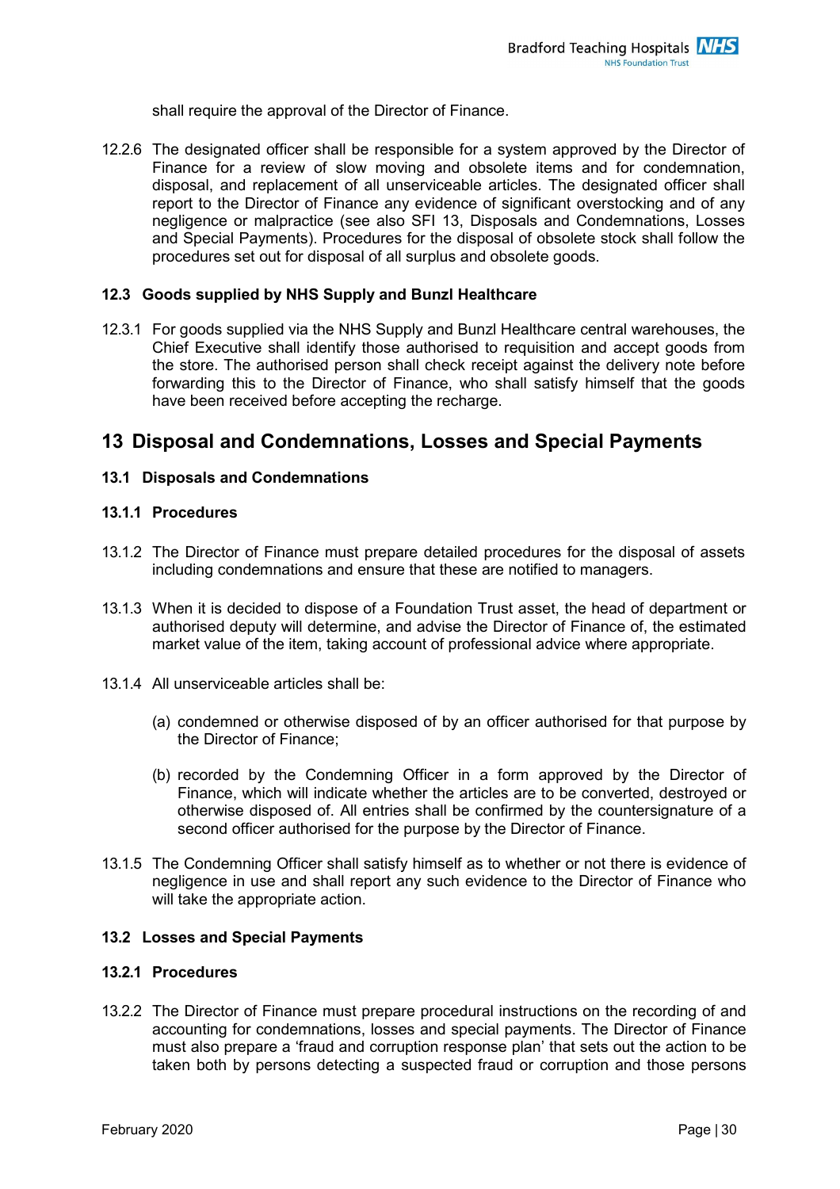shall require the approval of the Director of Finance.

12.2.6 The designated officer shall be responsible for a system approved by the Director of Finance for a review of slow moving and obsolete items and for condemnation, disposal, and replacement of all unserviceable articles. The designated officer shall report to the Director of Finance any evidence of significant overstocking and of any negligence or malpractice (see also SFI 13, Disposals and Condemnations, Losses and Special Payments). Procedures for the disposal of obsolete stock shall follow the procedures set out for disposal of all surplus and obsolete goods.

### 12.3 Goods supplied by NHS Supply and Bunzl Healthcare

12.3.1 For goods supplied via the NHS Supply and Bunzl Healthcare central warehouses, the Chief Executive shall identify those authorised to requisition and accept goods from the store. The authorised person shall check receipt against the delivery note before forwarding this to the Director of Finance, who shall satisfy himself that the goods have been received before accepting the recharge.

## 13 Disposal and Condemnations, Losses and Special Payments

### 13.1 Disposals and Condemnations

#### 13.1.1 Procedures

13.1.2 The Director of Finance must prepare detailed procedures for the disposal of assets including condemnations and ensure that these are notified to managers.

13.1.3 When it is decided to dispose of a Foundation Trust asset, the head of department or authorised deputy will determine, and advise the Director of Finance of, the estimated market value of the item, taking account of professional advice where appropriate.

13.1.4 All unserviceable articles shall be:

(a) condemned or otherwise disposed of by an officer authorised for that purpose by the Director of Finance;

(b) recorded by the Condemning Officer in a form approved by the Director of Finance, which will indicate whether the articles are to be converted, destroyed or otherwise disposed of. All entries shall be confirmed by the countersignature of a second officer authorised for the purpose by the Director of Finance.

13.1.5 The Condemning Officer shall satisfy himself as to whether or not there is evidence of negligence in use and shall report any such evidence to the Director of Finance who will take the appropriate action.

### 13.2 Losses and Special Payments

#### 13.2.1 Procedures

13.2.2 The Director of Finance must prepare procedural instructions on the recording of and accounting for condemnations, losses and special payments. The Director of Finance must also prepare a 'fraud and corruption response plan' that sets out the action to be taken both by persons detecting a suspected fraud or corruption and those persons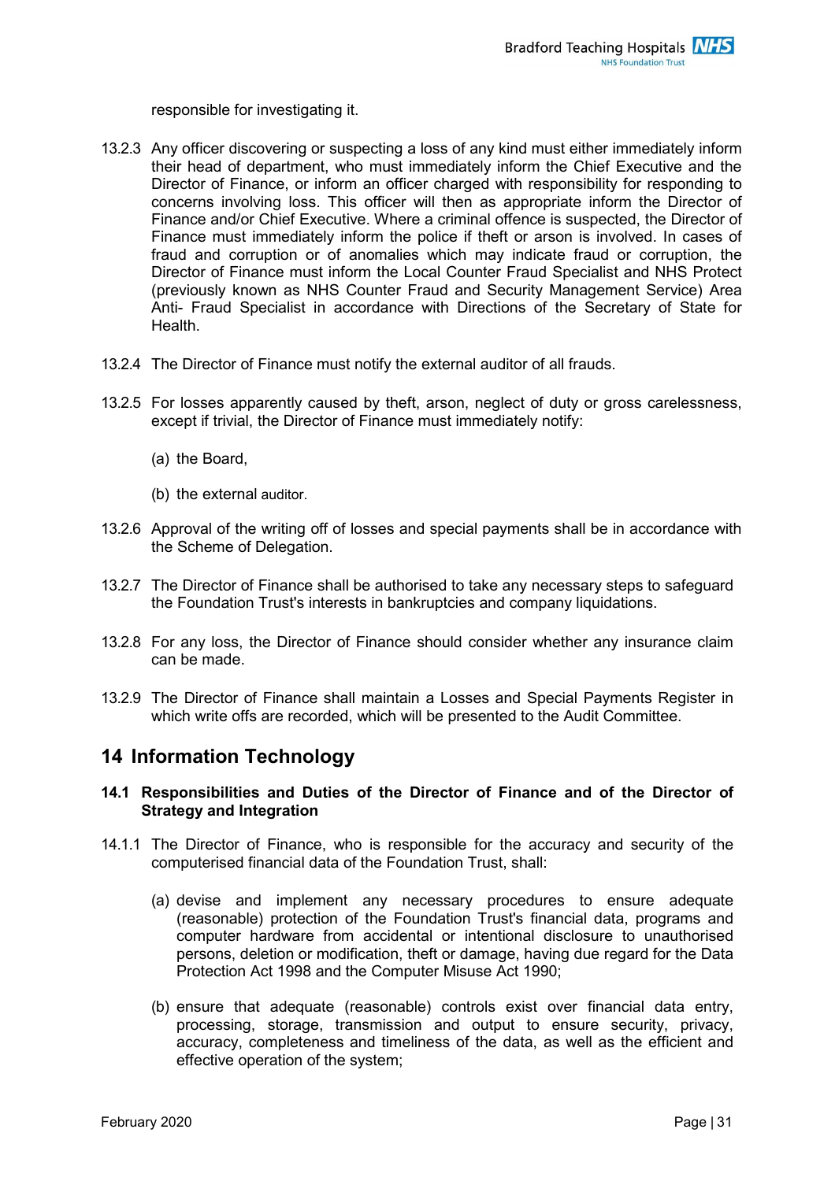responsible for investigating it.

13.2.3 Any officer discovering or suspecting a loss of any kind must either immediately inform their head of department, who must immediately inform the Chief Executive and the Director of Finance, or inform an officer charged with responsibility for responding to concerns involving loss. This officer will then as appropriate inform the Director of Finance and/or Chief Executive. Where a criminal offence is suspected, the Director of Finance must immediately inform the police if theft or arson is involved. In cases of fraud and corruption or of anomalies which may indicate fraud or corruption, the Director of Finance must inform the Local Counter Fraud Specialist and NHS Protect (previously known as NHS Counter Fraud and Security Management Service) Area Anti- Fraud Specialist in accordance with Directions of the Secretary of State for Health.

13.2.4 The Director of Finance must notify the external auditor of all frauds.

13.2.5 For losses apparently caused by theft, arson, neglect of duty or gross carelessness, except if trivial, the Director of Finance must immediately notify:

(a) the Board,

(b) the external auditor.

13.2.6 Approval of the writing off of losses and special payments shall be in accordance with the Scheme of Delegation.

13.2.7 The Director of Finance shall be authorised to take any necessary steps to safeguard the Foundation Trust's interests in bankruptcies and company liquidations.

13.2.8 For any loss, the Director of Finance should consider whether any insurance claim can be made.

13.2.9 The Director of Finance shall maintain a Losses and Special Payments Register in which write offs are recorded, which will be presented to the Audit Committee.

# 14 Information Technology

### 14.1 Responsibilities and Duties of the Director of Finance and of the Director of Strategy and Integration

14.1.1 The Director of Finance, who is responsible for the accuracy and security of the computerised financial data of the Foundation Trust, shall:

(a) devise and implement any necessary procedures to ensure adequate (reasonable) protection of the Foundation Trust's financial data, programs and computer hardware from accidental or intentional disclosure to unauthorised persons, deletion or modification, theft or damage, having due regard for the Data Protection Act 1998 and the Computer Misuse Act 1990;

(b) ensure that adequate (reasonable) controls exist over financial data entry, processing, storage, transmission and output to ensure security, privacy, accuracy, completeness and timeliness of the data, as well as the efficient and effective operation of the system;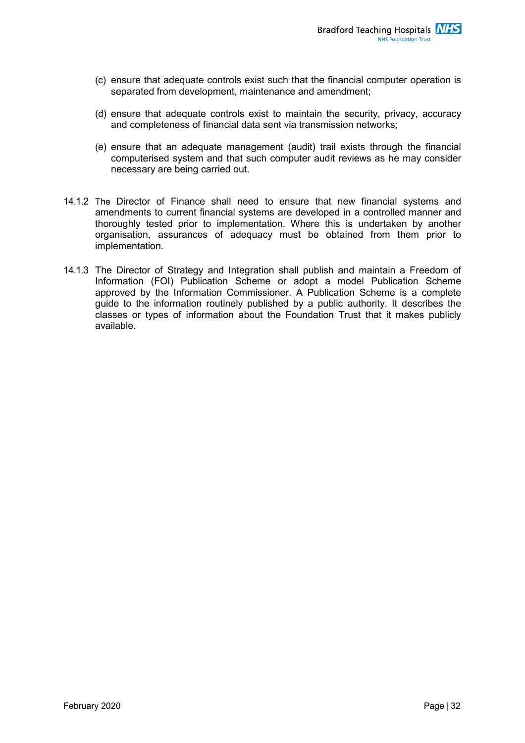(c) ensure that adequate controls exist such that the financial computer operation is separated from development, maintenance and amendment;

(d) ensure that adequate controls exist to maintain the security, privacy, accuracy and completeness of financial data sent via transmission networks;

(e) ensure that an adequate management (audit) trail exists through the financial computerised system and that such computer audit reviews as he may consider necessary are being carried out.

14.1.2 The Director of Finance shall need to ensure that new financial systems and amendments to current financial systems are developed in a controlled manner and thoroughly tested prior to implementation. Where this is undertaken by another organisation, assurances of adequacy must be obtained from them prior to implementation.

14.1.3 The Director of Strategy and Integration shall publish and maintain a Freedom of Information (FOI) Publication Scheme or adopt a model Publication Scheme approved by the Information Commissioner. A Publication Scheme is a complete guide to the information routinely published by a public authority. It describes the classes or types of information about the Foundation Trust that it makes publicly available.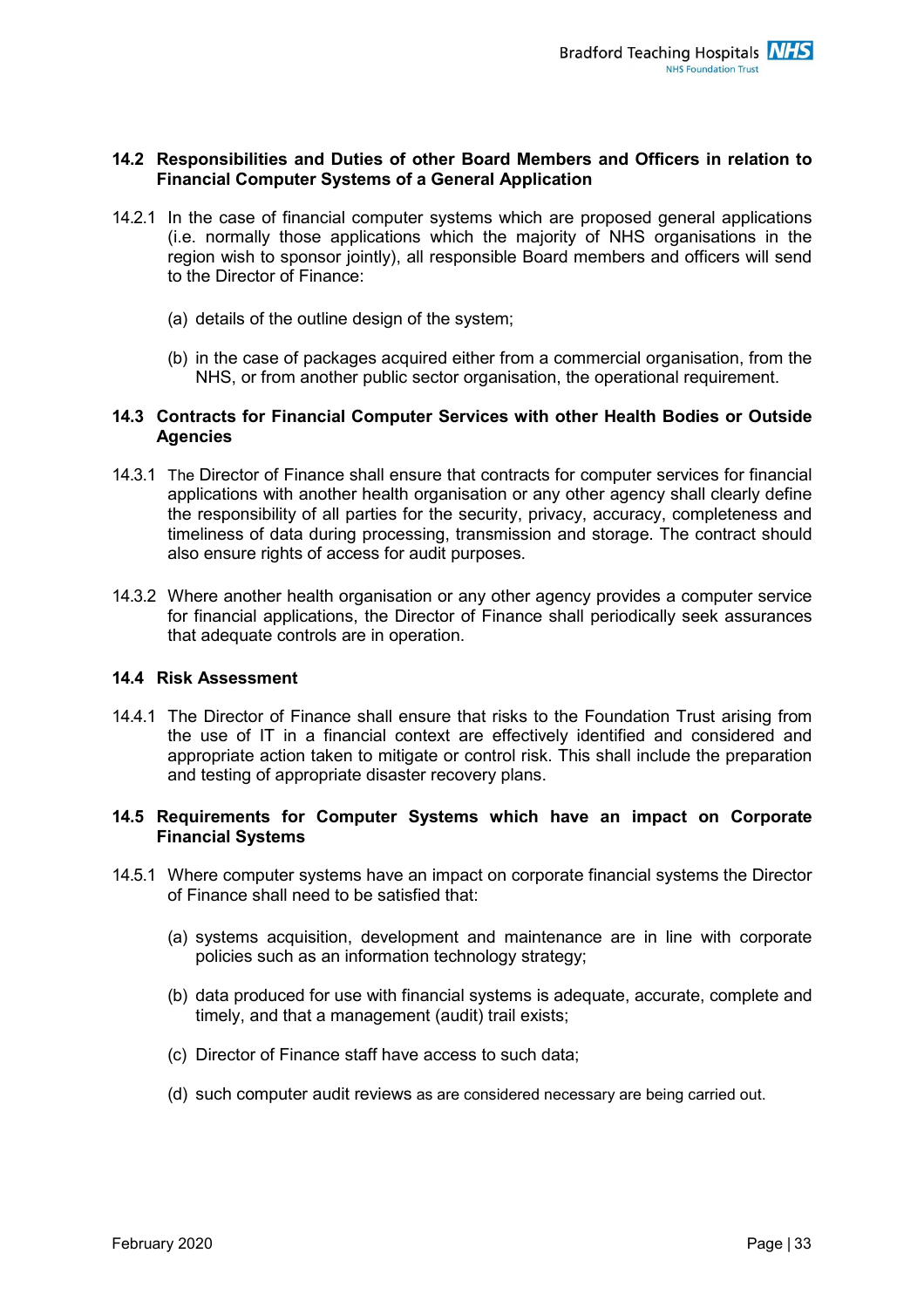### 14.2 Responsibilities and Duties of other Board Members and Officers in relation to Financial Computer Systems of a General Application

14.2.1 In the case of financial computer systems which are proposed general applications (i.e. normally those applications which the majority of NHS organisations in the region wish to sponsor jointly), all responsible Board members and officers will send to the Director of Finance:

(a) details of the outline design of the system;

(b) in the case of packages acquired either from a commercial organisation, from the NHS, or from another public sector organisation, the operational requirement.

### 14.3 Contracts for Financial Computer Services with other Health Bodies or Outside Agencies

14.3.1 The Director of Finance shall ensure that contracts for computer services for financial applications with another health organisation or any other agency shall clearly define the responsibility of all parties for the security, privacy, accuracy, completeness and timeliness of data during processing, transmission and storage. The contract should also ensure rights of access for audit purposes.

14.3.2 Where another health organisation or any other agency provides a computer service for financial applications, the Director of Finance shall periodically seek assurances that adequate controls are in operation.

### 14.4 Risk Assessment

14.4.1 The Director of Finance shall ensure that risks to the Foundation Trust arising from the use of IT in a financial context are effectively identified and considered and appropriate action taken to mitigate or control risk. This shall include the preparation and testing of appropriate disaster recovery plans.

### 14.5 Requirements for Computer Systems which have an impact on Corporate Financial Systems

14.5.1 Where computer systems have an impact on corporate financial systems the Director of Finance shall need to be satisfied that:

(a) systems acquisition, development and maintenance are in line with corporate policies such as an information technology strategy;

(b) data produced for use with financial systems is adequate, accurate, complete and timely, and that a management (audit) trail exists;

(c) Director of Finance staff have access to such data;

(d) such computer audit reviews as are considered necessary are being carried out.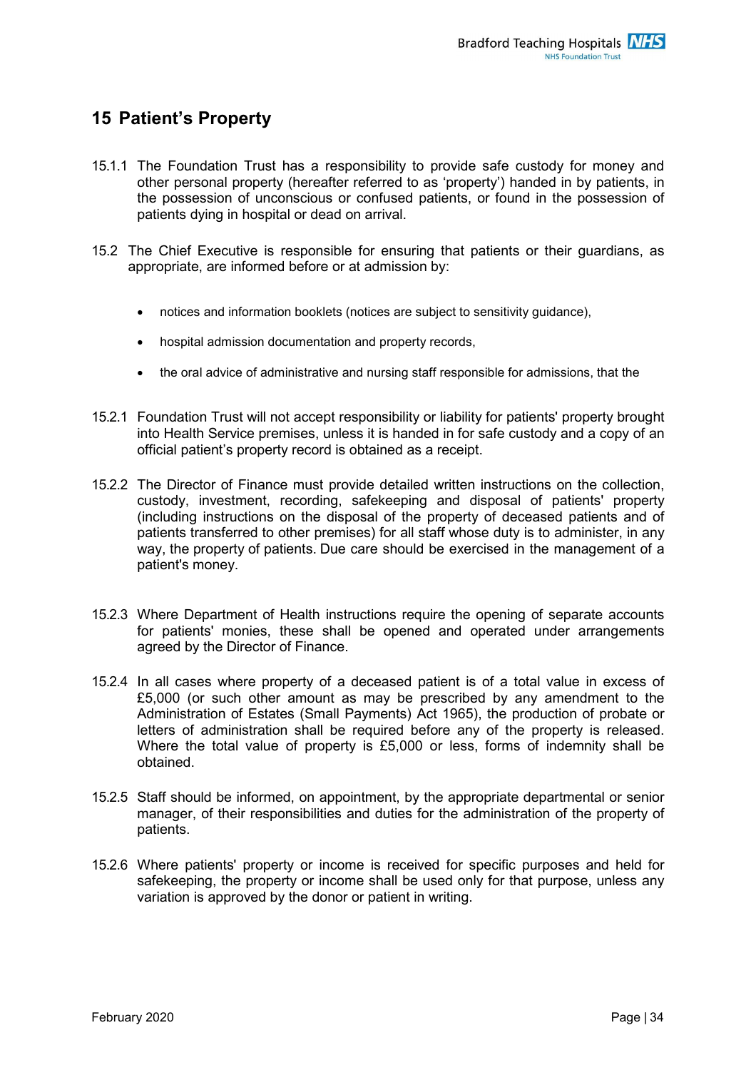## 15 Patient's Property

15.1.1 The Foundation Trust has a responsibility to provide safe custody for money and other personal property (hereafter referred to as 'property') handed in by patients, in the possession of unconscious or confused patients, or found in the possession of patients dying in hospital or dead on arrival.

15.2 The Chief Executive is responsible for ensuring that patients or their guardians, as appropriate, are informed before or at admission by:

- notices and information booklets (notices are subject to sensitivity guidance),
- hospital admission documentation and property records,
- the oral advice of administrative and nursing staff responsible for admissions, that the

15.2.1 Foundation Trust will not accept responsibility or liability for patients' property brought into Health Service premises, unless it is handed in for safe custody and a copy of an official patient's property record is obtained as a receipt.

15.2.2 The Director of Finance must provide detailed written instructions on the collection, custody, investment, recording, safekeeping and disposal of patients' property (including instructions on the disposal of the property of deceased patients and of patients transferred to other premises) for all staff whose duty is to administer, in any way, the property of patients. Due care should be exercised in the management of a patient's money.

15.2.3 Where Department of Health instructions require the opening of separate accounts for patients' monies, these shall be opened and operated under arrangements agreed by the Director of Finance.

15.2.4 In all cases where property of a deceased patient is of a total value in excess of £5,000 (or such other amount as may be prescribed by any amendment to the Administration of Estates (Small Payments) Act 1965), the production of probate or letters of administration shall be required before any of the property is released. Where the total value of property is £5,000 or less, forms of indemnity shall be obtained.

15.2.5 Staff should be informed, on appointment, by the appropriate departmental or senior manager, of their responsibilities and duties for the administration of the property of patients.

15.2.6 Where patients' property or income is received for specific purposes and held for safekeeping, the property or income shall be used only for that purpose, unless any variation is approved by the donor or patient in writing.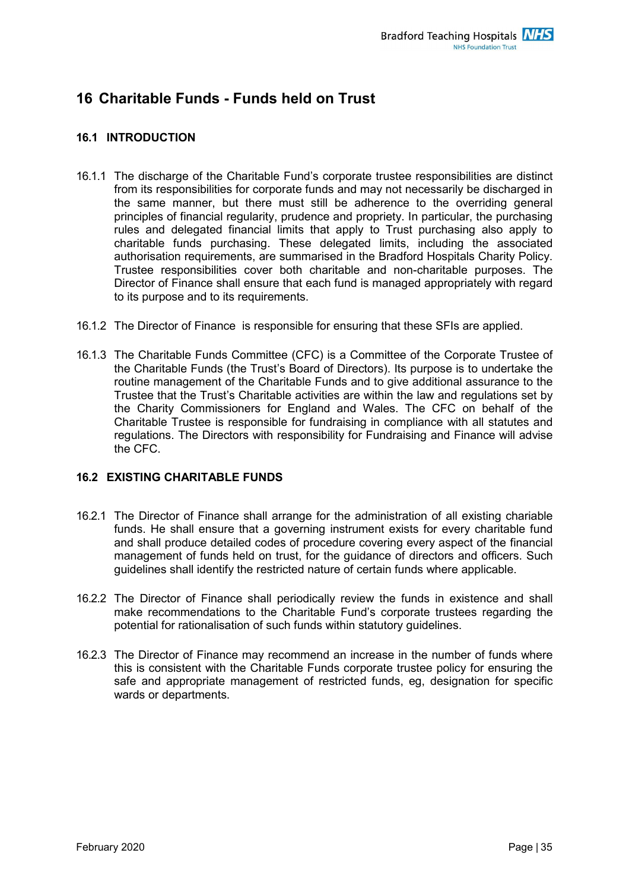# 16 Charitable Funds - Funds held on Trust

## 16.1 INTRODUCTION

16.1.1 The discharge of the Charitable Fund's corporate trustee responsibilities are distinct from its responsibilities for corporate funds and may not necessarily be discharged in the same manner, but there must still be adherence to the overriding general principles of financial regularity, prudence and propriety. In particular, the purchasing rules and delegated financial limits that apply to Trust purchasing also apply to charitable funds purchasing. These delegated limits, including the associated authorisation requirements, are summarised in the Bradford Hospitals Charity Policy. Trustee responsibilities cover both charitable and non-charitable purposes. The Director of Finance shall ensure that each fund is managed appropriately with regard to its purpose and to its requirements.

16.1.2 The Director of Finance is responsible for ensuring that these SFIs are applied.

16.1.3 The Charitable Funds Committee (CFC) is a Committee of the Corporate Trustee of the Charitable Funds (the Trust's Board of Directors). Its purpose is to undertake the routine management of the Charitable Funds and to give additional assurance to the Trustee that the Trust's Charitable activities are within the law and regulations set by the Charity Commissioners for England and Wales. The CFC on behalf of the Charitable Trustee is responsible for fundraising in compliance with all statutes and regulations. The Directors with responsibility for Fundraising and Finance will advise the CFC.

## 16.2 EXISTING CHARITABLE FUNDS

16.2.1 The Director of Finance shall arrange for the administration of all existing chariable funds. He shall ensure that a governing instrument exists for every charitable fund and shall produce detailed codes of procedure covering every aspect of the financial management of funds held on trust, for the guidance of directors and officers. Such guidelines shall identify the restricted nature of certain funds where applicable.

16.2.2 The Director of Finance shall periodically review the funds in existence and shall make recommendations to the Charitable Fund's corporate trustees regarding the potential for rationalisation of such funds within statutory guidelines.

16.2.3 The Director of Finance may recommend an increase in the number of funds where this is consistent with the Charitable Funds corporate trustee policy for ensuring the safe and appropriate management of restricted funds, eg, designation for specific wards or departments.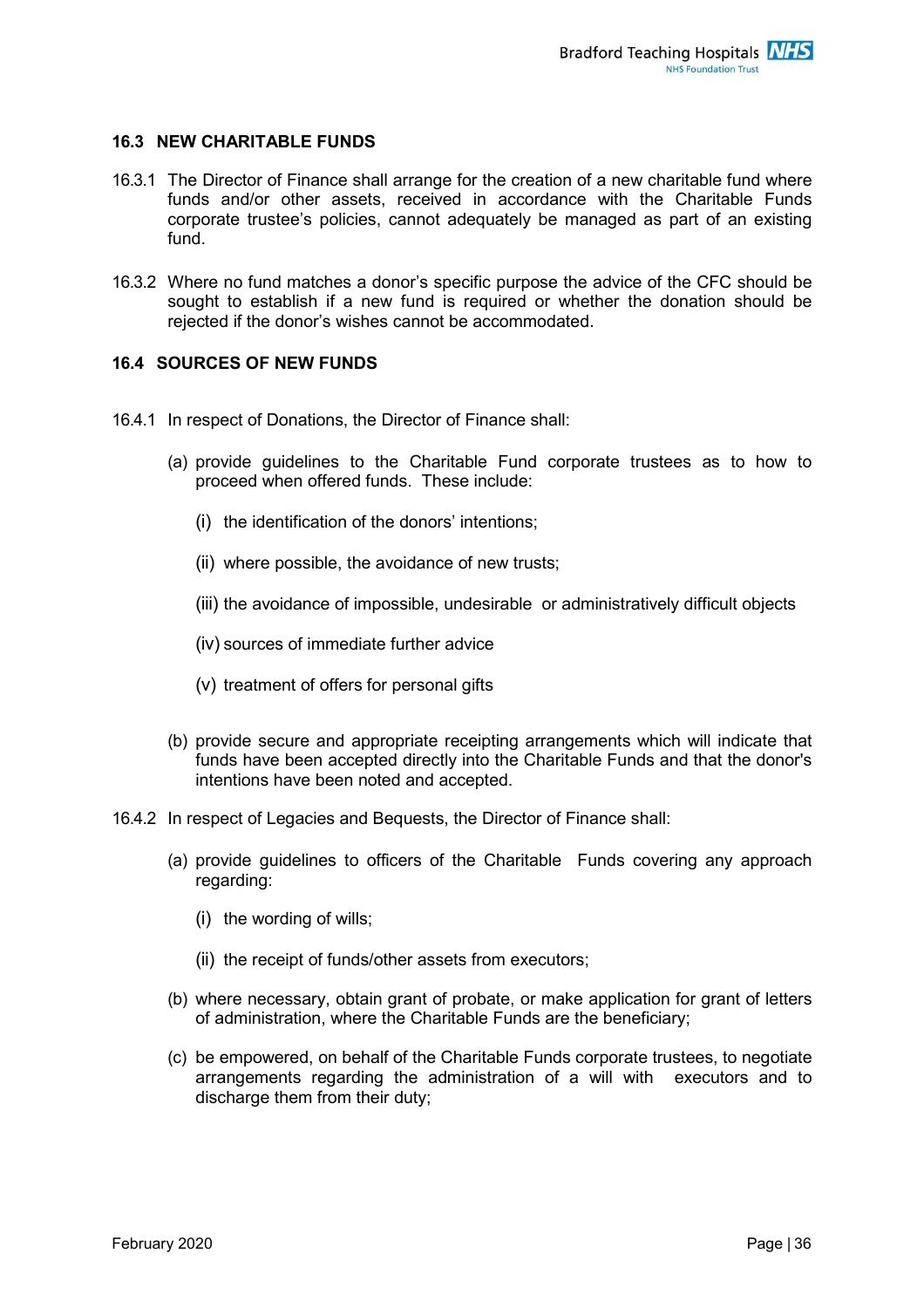## 16.3 NEW CHARITABLE FUNDS

16.3.1 The Director of Finance shall arrange for the creation of a new charitable fund where funds and/or other assets, received in accordance with the Charitable Funds corporate trustee's policies, cannot adequately be managed as part of an existing fund.

16.3.2 Where no fund matches a donor's specific purpose the advice of the CFC should be sought to establish if a new fund is required or whether the donation should be rejected if the donor's wishes cannot be accommodated.

## 16.4 SOURCES OF NEW FUNDS

16.4.1 In respect of Donations, the Director of Finance shall:

(a) provide guidelines to the Charitable Fund corporate trustees as to how to proceed when offered funds. These include:

(i) the identification of the donors' intentions;

(ii) where possible, the avoidance of new trusts;

(iii) the avoidance of impossible, undesirable or administratively difficult objects

(iv) sources of immediate further advice

(v) treatment of offers for personal gifts

(b) provide secure and appropriate receipting arrangements which will indicate that funds have been accepted directly into the Charitable Funds and that the donor's intentions have been noted and accepted.

16.4.2 In respect of Legacies and Bequests, the Director of Finance shall:

(a) provide guidelines to officers of the Charitable Funds covering any approach regarding:

(i) the wording of wills;

(ii) the receipt of funds/other assets from executors;

(b) where necessary, obtain grant of probate, or make application for grant of letters of administration, where the Charitable Funds are the beneficiary;

(c) be empowered, on behalf of the Charitable Funds corporate trustees, to negotiate arrangements regarding the administration of a will with executors and to discharge them from their duty;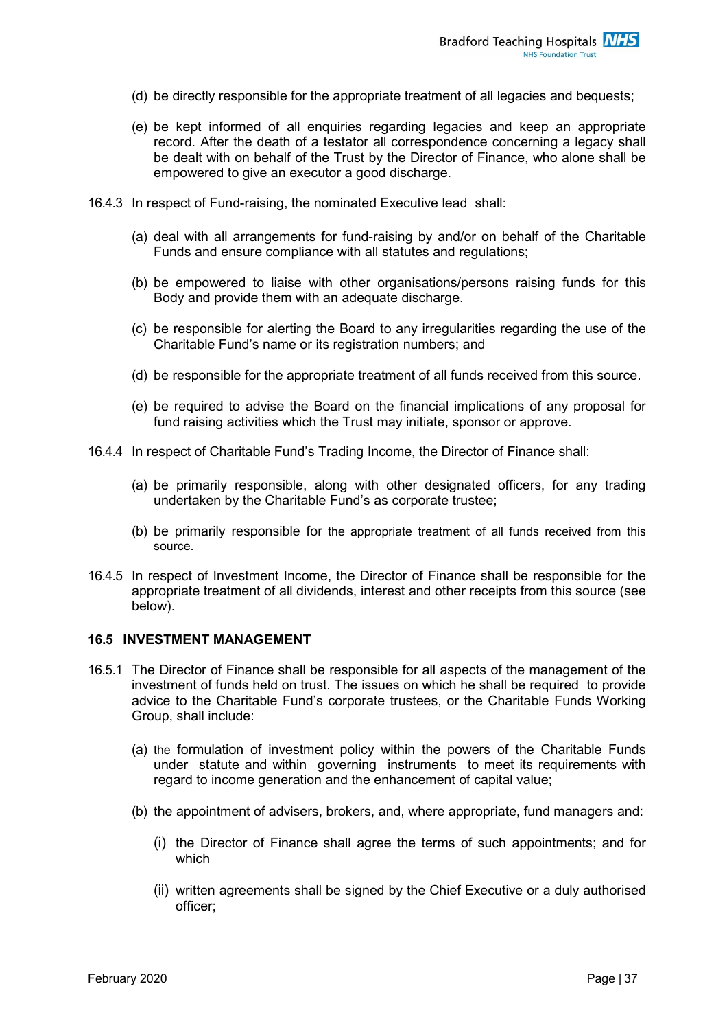(d) be directly responsible for the appropriate treatment of all legacies and bequests;

(e) be kept informed of all enquiries regarding legacies and keep an appropriate record. After the death of a testator all correspondence concerning a legacy shall be dealt with on behalf of the Trust by the Director of Finance, who alone shall be empowered to give an executor a good discharge.

16.4.3 In respect of Fund-raising, the nominated Executive lead shall:

(a) deal with all arrangements for fund-raising by and/or on behalf of the Charitable Funds and ensure compliance with all statutes and regulations;

(b) be empowered to liaise with other organisations/persons raising funds for this Body and provide them with an adequate discharge.

(c) be responsible for alerting the Board to any irregularities regarding the use of the Charitable Fund's name or its registration numbers; and

(d) be responsible for the appropriate treatment of all funds received from this source.

(e) be required to advise the Board on the financial implications of any proposal for fund raising activities which the Trust may initiate, sponsor or approve.

16.4.4 In respect of Charitable Fund's Trading Income, the Director of Finance shall:

(a) be primarily responsible, along with other designated officers, for any trading undertaken by the Charitable Fund's as corporate trustee;

(b) be primarily responsible for the appropriate treatment of all funds received from this source.

16.4.5 In respect of Investment Income, the Director of Finance shall be responsible for the appropriate treatment of all dividends, interest and other receipts from this source (see below).

**16.5 INVESTMENT MANAGEMENT**

16.5.1 The Director of Finance shall be responsible for all aspects of the management of the investment of funds held on trust. The issues on which he shall be required to provide advice to the Charitable Fund's corporate trustees, or the Charitable Funds Working Group, shall include:

(a) the formulation of investment policy within the powers of the Charitable Funds under statute and within governing instruments to meet its requirements with regard to income generation and the enhancement of capital value;

(b) the appointment of advisers, brokers, and, where appropriate, fund managers and:

(i) the Director of Finance shall agree the terms of such appointments; and for which

(ii) written agreements shall be signed by the Chief Executive or a duly authorised officer;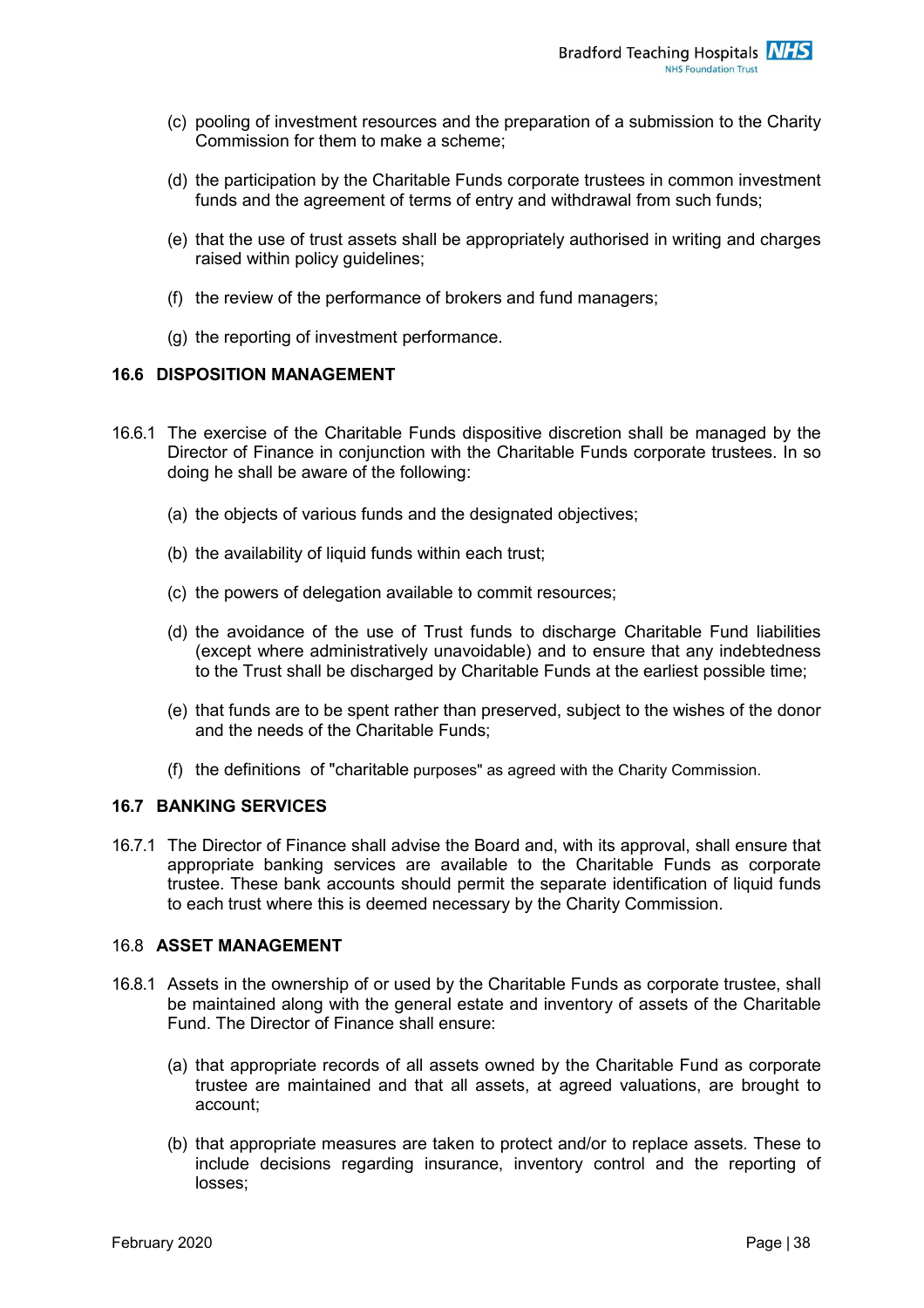(c) pooling of investment resources and the preparation of a submission to the Charity Commission for them to make a scheme;

(d) the participation by the Charitable Funds corporate trustees in common investment funds and the agreement of terms of entry and withdrawal from such funds;

(e) that the use of trust assets shall be appropriately authorised in writing and charges raised within policy guidelines;

(f) the review of the performance of brokers and fund managers;

(g) the reporting of investment performance.

### 16.6 DISPOSITION MANAGEMENT

16.6.1 The exercise of the Charitable Funds dispositive discretion shall be managed by the Director of Finance in conjunction with the Charitable Funds corporate trustees. In so doing he shall be aware of the following:

(a) the objects of various funds and the designated objectives;

(b) the availability of liquid funds within each trust;

(c) the powers of delegation available to commit resources;

(d) the avoidance of the use of Trust funds to discharge Charitable Fund liabilities (except where administratively unavoidable) and to ensure that any indebtedness to the Trust shall be discharged by Charitable Funds at the earliest possible time;

(e) that funds are to be spent rather than preserved, subject to the wishes of the donor and the needs of the Charitable Funds;

(f) the definitions of "charitable purposes" as agreed with the Charity Commission.

### 16.7 BANKING SERVICES

16.7.1 The Director of Finance shall advise the Board and, with its approval, shall ensure that appropriate banking services are available to the Charitable Funds as corporate trustee. These bank accounts should permit the separate identification of liquid funds to each trust where this is deemed necessary by the Charity Commission.

### 16.8 ASSET MANAGEMENT

16.8.1 Assets in the ownership of or used by the Charitable Funds as corporate trustee, shall be maintained along with the general estate and inventory of assets of the Charitable Fund. The Director of Finance shall ensure:

(a) that appropriate records of all assets owned by the Charitable Fund as corporate trustee are maintained and that all assets, at agreed valuations, are brought to account;

(b) that appropriate measures are taken to protect and/or to replace assets. These to include decisions regarding insurance, inventory control and the reporting of losses;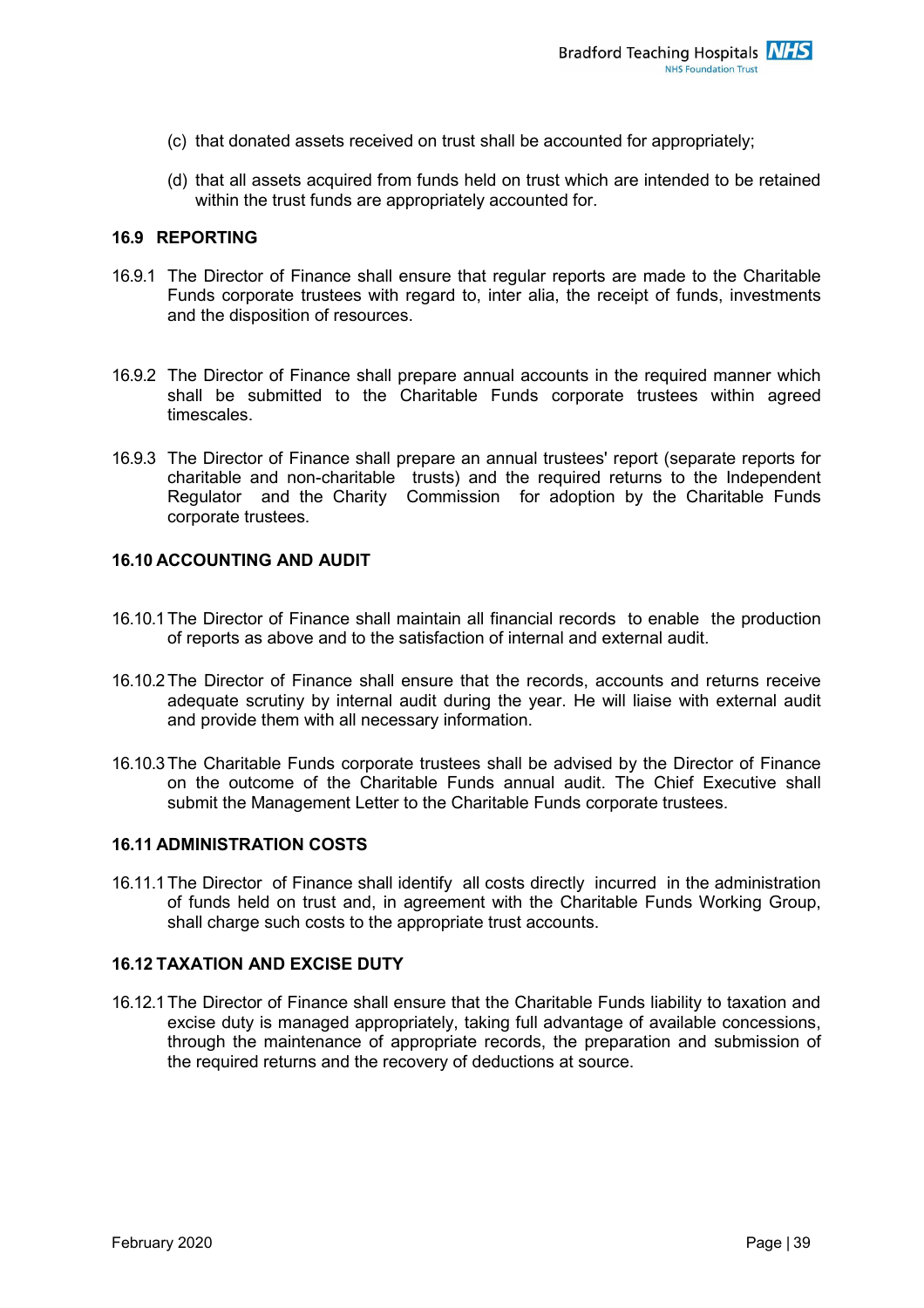(c) that donated assets received on trust shall be accounted for appropriately;

(d) that all assets acquired from funds held on trust which are intended to be retained within the trust funds are appropriately accounted for.

### 16.9 REPORTING

16.9.1 The Director of Finance shall ensure that regular reports are made to the Charitable Funds corporate trustees with regard to, inter alia, the receipt of funds, investments and the disposition of resources.

16.9.2 The Director of Finance shall prepare annual accounts in the required manner which shall be submitted to the Charitable Funds corporate trustees within agreed timescales.

16.9.3 The Director of Finance shall prepare an annual trustees' report (separate reports for charitable and non-charitable trusts) and the required returns to the Independent Regulator and the Charity Commission for adoption by the Charitable Funds corporate trustees.

### 16.10 ACCOUNTING AND AUDIT

16.10.1 The Director of Finance shall maintain all financial records to enable the production of reports as above and to the satisfaction of internal and external audit.

16.10.2 The Director of Finance shall ensure that the records, accounts and returns receive adequate scrutiny by internal audit during the year. He will liaise with external audit and provide them with all necessary information.

16.10.3 The Charitable Funds corporate trustees shall be advised by the Director of Finance on the outcome of the Charitable Funds annual audit. The Chief Executive shall submit the Management Letter to the Charitable Funds corporate trustees.

### 16.11 ADMINISTRATION COSTS

16.11.1 The Director of Finance shall identify all costs directly incurred in the administration of funds held on trust and, in agreement with the Charitable Funds Working Group, shall charge such costs to the appropriate trust accounts.

### 16.12 TAXATION AND EXCISE DUTY

16.12.1 The Director of Finance shall ensure that the Charitable Funds liability to taxation and excise duty is managed appropriately, taking full advantage of available concessions, through the maintenance of appropriate records, the preparation and submission of the required returns and the recovery of deductions at source.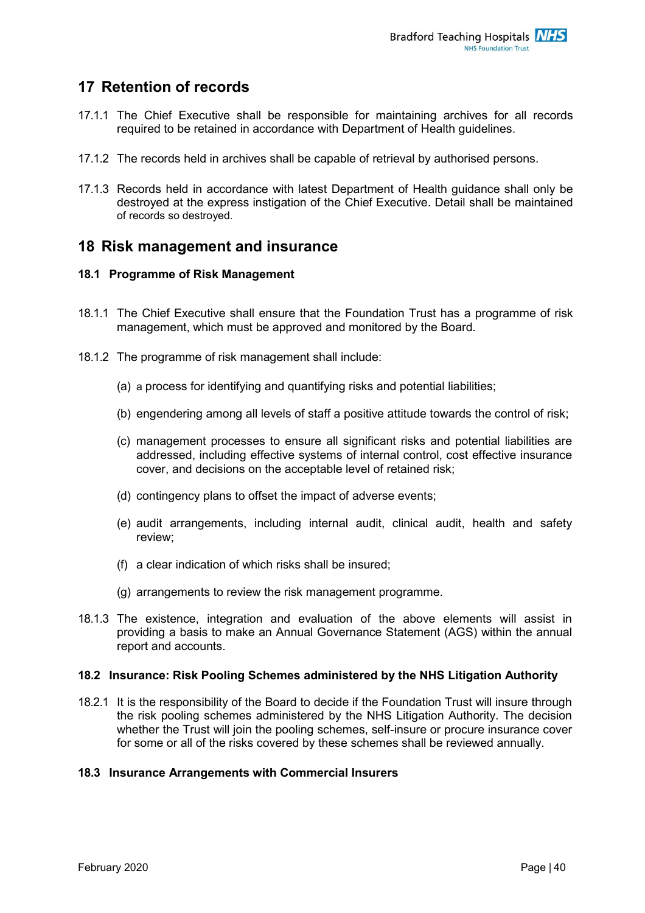## 17 Retention of records

17.1.1 The Chief Executive shall be responsible for maintaining archives for all records required to be retained in accordance with Department of Health guidelines.

17.1.2 The records held in archives shall be capable of retrieval by authorised persons.

17.1.3 Records held in accordance with latest Department of Health guidance shall only be destroyed at the express instigation of the Chief Executive. Detail shall be maintained of records so destroyed.

## 18 Risk management and insurance

### 18.1 Programme of Risk Management

18.1.1 The Chief Executive shall ensure that the Foundation Trust has a programme of risk management, which must be approved and monitored by the Board.

18.1.2 The programme of risk management shall include:

(a) a process for identifying and quantifying risks and potential liabilities;

(b) engendering among all levels of staff a positive attitude towards the control of risk;

(c) management processes to ensure all significant risks and potential liabilities are addressed, including effective systems of internal control, cost effective insurance cover, and decisions on the acceptable level of retained risk;

(d) contingency plans to offset the impact of adverse events;

(e) audit arrangements, including internal audit, clinical audit, health and safety review;

(f) a clear indication of which risks shall be insured;

(g) arrangements to review the risk management programme.

18.1.3 The existence, integration and evaluation of the above elements will assist in providing a basis to make an Annual Governance Statement (AGS) within the annual report and accounts.

### 18.2 Insurance: Risk Pooling Schemes administered by the NHS Litigation Authority

18.2.1 It is the responsibility of the Board to decide if the Foundation Trust will insure through the risk pooling schemes administered by the NHS Litigation Authority. The decision whether the Trust will join the pooling schemes, self-insure or procure insurance cover for some or all of the risks covered by these schemes shall be reviewed annually.

### 18.3 Insurance Arrangements with Commercial Insurers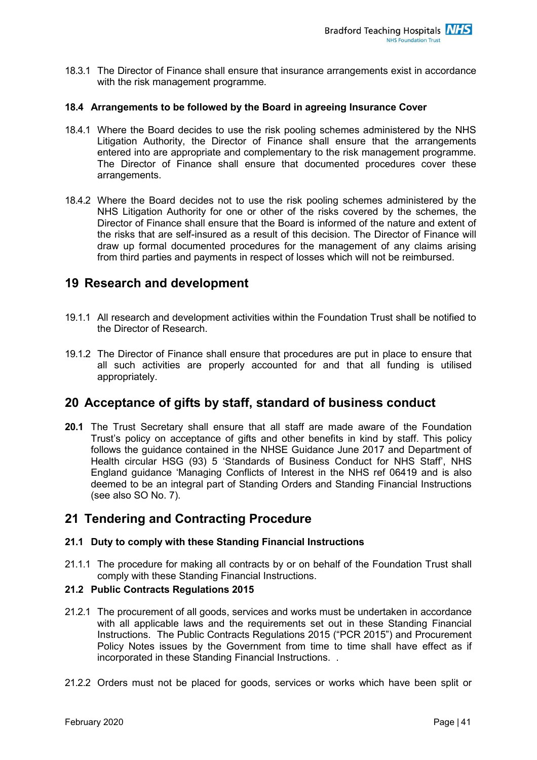18.3.1 The Director of Finance shall ensure that insurance arrangements exist in accordance with the risk management programme.

### 18.4 Arrangements to be followed by the Board in agreeing Insurance Cover

18.4.1 Where the Board decides to use the risk pooling schemes administered by the NHS Litigation Authority, the Director of Finance shall ensure that the arrangements entered into are appropriate and complementary to the risk management programme. The Director of Finance shall ensure that documented procedures cover these arrangements.

18.4.2 Where the Board decides not to use the risk pooling schemes administered by the NHS Litigation Authority for one or other of the risks covered by the schemes, the Director of Finance shall ensure that the Board is informed of the nature and extent of the risks that are self-insured as a result of this decision. The Director of Finance will draw up formal documented procedures for the management of any claims arising from third parties and payments in respect of losses which will not be reimbursed.

## 19 Research and development

19.1.1 All research and development activities within the Foundation Trust shall be notified to the Director of Research.

19.1.2 The Director of Finance shall ensure that procedures are put in place to ensure that all such activities are properly accounted for and that all funding is utilised appropriately.

## 20 Acceptance of gifts by staff, standard of business conduct

**20.1** The Trust Secretary shall ensure that all staff are made aware of the Foundation Trust's policy on acceptance of gifts and other benefits in kind by staff. This policy follows the guidance contained in the NHSE Guidance June 2017 and Department of Health circular HSG (93) 5 'Standards of Business Conduct for NHS Staff', NHS England guidance 'Managing Conflicts of Interest in the NHS ref 06419 and is also deemed to be an integral part of Standing Orders and Standing Financial Instructions (see also SO No. 7).

## 21 Tendering and Contracting Procedure

### 21.1 Duty to comply with these Standing Financial Instructions

21.1.1 The procedure for making all contracts by or on behalf of the Foundation Trust shall comply with these Standing Financial Instructions.

### 21.2 Public Contracts Regulations 2015

21.2.1 The procurement of all goods, services and works must be undertaken in accordance with all applicable laws and the requirements set out in these Standing Financial Instructions. The Public Contracts Regulations 2015 ("PCR 2015") and Procurement Policy Notes issues by the Government from time to time shall have effect as if incorporated in these Standing Financial Instructions. .

21.2.2 Orders must not be placed for goods, services or works which have been split or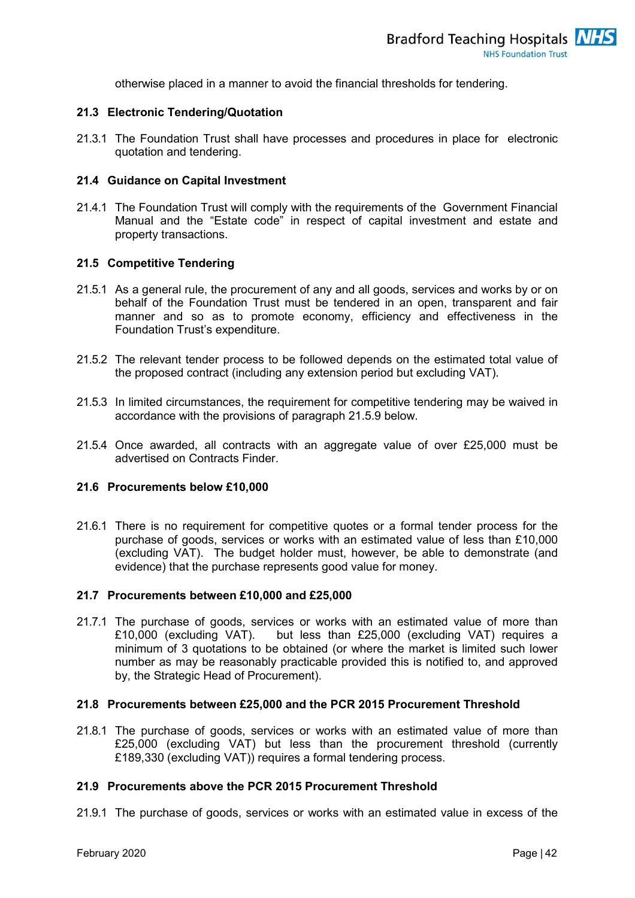otherwise placed in a manner to avoid the financial thresholds for tendering.

### 21.3 Electronic Tendering/Quotation

21.3.1 The Foundation Trust shall have processes and procedures in place for electronic quotation and tendering.

### 21.4 Guidance on Capital Investment

21.4.1 The Foundation Trust will comply with the requirements of the Government Financial Manual and the "Estate code" in respect of capital investment and estate and property transactions.

### 21.5 Competitive Tendering

21.5.1 As a general rule, the procurement of any and all goods, services and works by or on behalf of the Foundation Trust must be tendered in an open, transparent and fair manner and so as to promote economy, efficiency and effectiveness in the Foundation Trust's expenditure.

21.5.2 The relevant tender process to be followed depends on the estimated total value of the proposed contract (including any extension period but excluding VAT).

21.5.3 In limited circumstances, the requirement for competitive tendering may be waived in accordance with the provisions of paragraph 21.5.9 below.

21.5.4 Once awarded, all contracts with an aggregate value of over £25,000 must be advertised on Contracts Finder.

### 21.6 Procurements below £10,000

21.6.1 There is no requirement for competitive quotes or a formal tender process for the purchase of goods, services or works with an estimated value of less than £10,000 (excluding VAT). The budget holder must, however, be able to demonstrate (and evidence) that the purchase represents good value for money.

### 21.7 Procurements between £10,000 and £25,000

21.7.1 The purchase of goods, services or works with an estimated value of more than £10,000 (excluding VAT). but less than £25,000 (excluding VAT) requires a minimum of 3 quotations to be obtained (or where the market is limited such lower number as may be reasonably practicable provided this is notified to, and approved by, the Strategic Head of Procurement).

### 21.8 Procurements between £25,000 and the PCR 2015 Procurement Threshold

21.8.1 The purchase of goods, services or works with an estimated value of more than £25,000 (excluding VAT) but less than the procurement threshold (currently £189,330 (excluding VAT)) requires a formal tendering process.

### 21.9 Procurements above the PCR 2015 Procurement Threshold

21.9.1 The purchase of goods, services or works with an estimated value in excess of the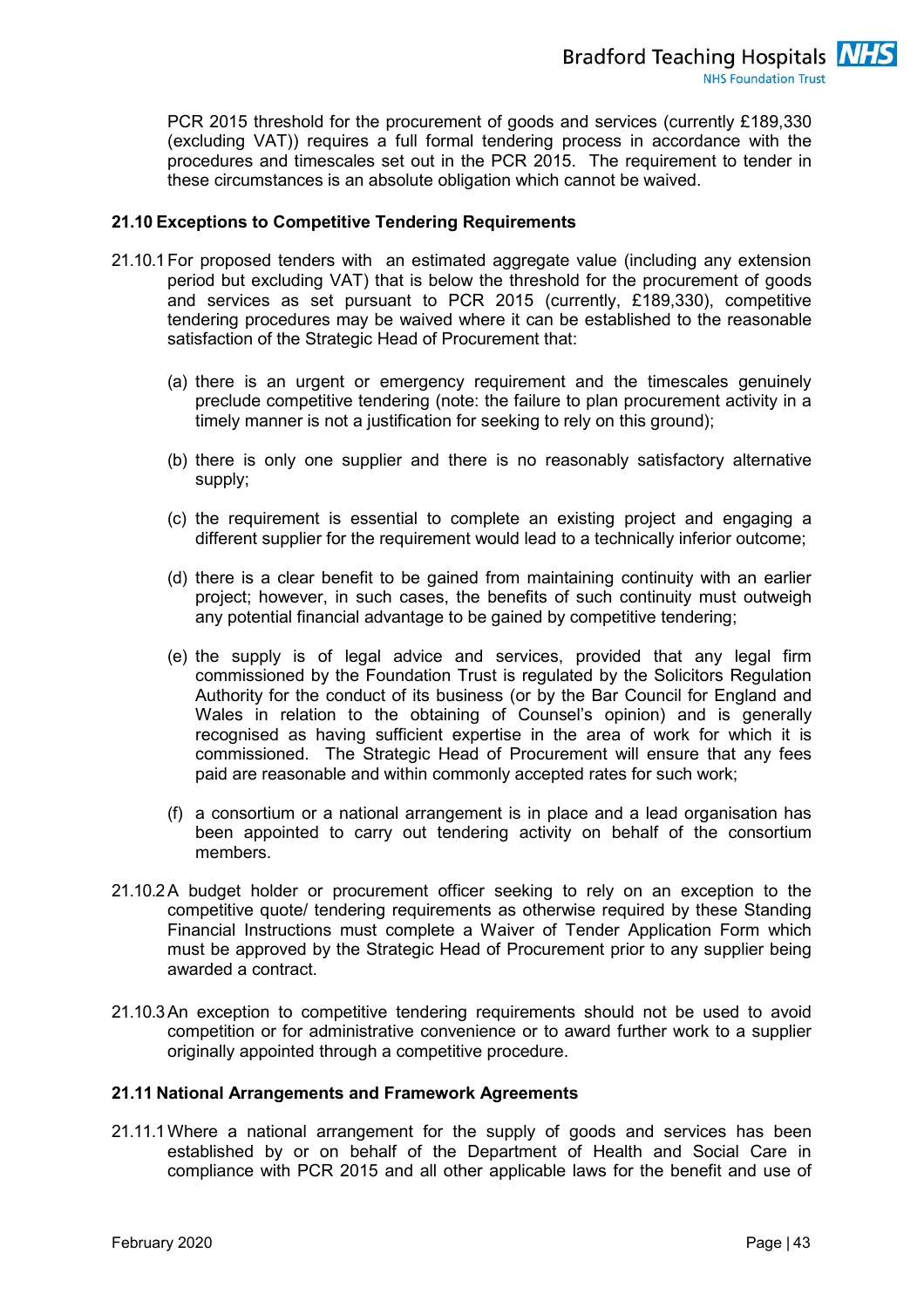PCR 2015 threshold for the procurement of goods and services (currently £189,330 (excluding VAT)) requires a full formal tendering process in accordance with the procedures and timescales set out in the PCR 2015. The requirement to tender in these circumstances is an absolute obligation which cannot be waived.

**21.10 Exceptions to Competitive Tendering Requirements**

21.10.1 For proposed tenders with an estimated aggregate value (including any extension period but excluding VAT) that is below the threshold for the procurement of goods and services as set pursuant to PCR 2015 (currently, £189,330), competitive tendering procedures may be waived where it can be established to the reasonable satisfaction of the Strategic Head of Procurement that:

(a) there is an urgent or emergency requirement and the timescales genuinely preclude competitive tendering (note: the failure to plan procurement activity in a timely manner is not a justification for seeking to rely on this ground);

(b) there is only one supplier and there is no reasonably satisfactory alternative supply;

(c) the requirement is essential to complete an existing project and engaging a different supplier for the requirement would lead to a technically inferior outcome;

(d) there is a clear benefit to be gained from maintaining continuity with an earlier project; however, in such cases, the benefits of such continuity must outweigh any potential financial advantage to be gained by competitive tendering;

(e) the supply is of legal advice and services, provided that any legal firm commissioned by the Foundation Trust is regulated by the Solicitors Regulation Authority for the conduct of its business (or by the Bar Council for England and Wales in relation to the obtaining of Counsel's opinion) and is generally recognised as having sufficient expertise in the area of work for which it is commissioned. The Strategic Head of Procurement will ensure that any fees paid are reasonable and within commonly accepted rates for such work;

(f) a consortium or a national arrangement is in place and a lead organisation has been appointed to carry out tendering activity on behalf of the consortium members.

21.10.2 A budget holder or procurement officer seeking to rely on an exception to the competitive quote/ tendering requirements as otherwise required by these Standing Financial Instructions must complete a Waiver of Tender Application Form which must be approved by the Strategic Head of Procurement prior to any supplier being awarded a contract.

21.10.3 An exception to competitive tendering requirements should not be used to avoid competition or for administrative convenience or to award further work to a supplier originally appointed through a competitive procedure.

**21.11 National Arrangements and Framework Agreements**

21.11.1 Where a national arrangement for the supply of goods and services has been established by or on behalf of the Department of Health and Social Care in compliance with PCR 2015 and all other applicable laws for the benefit and use of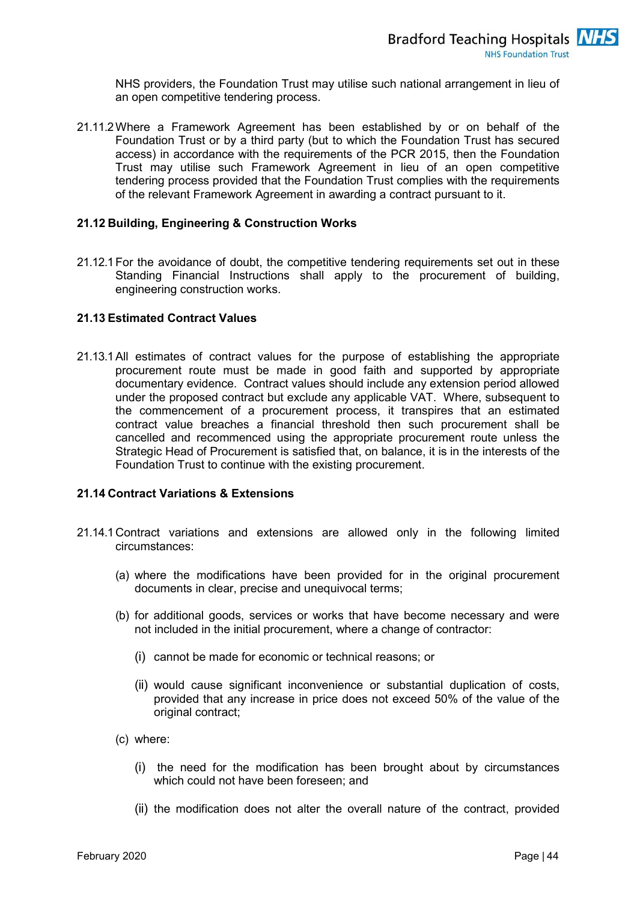NHS providers, the Foundation Trust may utilise such national arrangement in lieu of an open competitive tendering process.

21.11.2 Where a Framework Agreement has been established by or on behalf of the Foundation Trust or by a third party (but to which the Foundation Trust has secured access) in accordance with the requirements of the PCR 2015, then the Foundation Trust may utilise such Framework Agreement in lieu of an open competitive tendering process provided that the Foundation Trust complies with the requirements of the relevant Framework Agreement in awarding a contract pursuant to it.

### 21.12 Building, Engineering & Construction Works

21.12.1 For the avoidance of doubt, the competitive tendering requirements set out in these Standing Financial Instructions shall apply to the procurement of building, engineering construction works.

### 21.13 Estimated Contract Values

21.13.1 All estimates of contract values for the purpose of establishing the appropriate procurement route must be made in good faith and supported by appropriate documentary evidence. Contract values should include any extension period allowed under the proposed contract but exclude any applicable VAT. Where, subsequent to the commencement of a procurement process, it transpires that an estimated contract value breaches a financial threshold then such procurement shall be cancelled and recommenced using the appropriate procurement route unless the Strategic Head of Procurement is satisfied that, on balance, it is in the interests of the Foundation Trust to continue with the existing procurement.

### 21.14 Contract Variations & Extensions

21.14.1 Contract variations and extensions are allowed only in the following limited circumstances:

(a) where the modifications have been provided for in the original procurement documents in clear, precise and unequivocal terms;

(b) for additional goods, services or works that have become necessary and were not included in the initial procurement, where a change of contractor:

(i) cannot be made for economic or technical reasons; or

(ii) would cause significant inconvenience or substantial duplication of costs, provided that any increase in price does not exceed 50% of the value of the original contract;

(c) where:

(i) the need for the modification has been brought about by circumstances which could not have been foreseen; and

(ii) the modification does not alter the overall nature of the contract, provided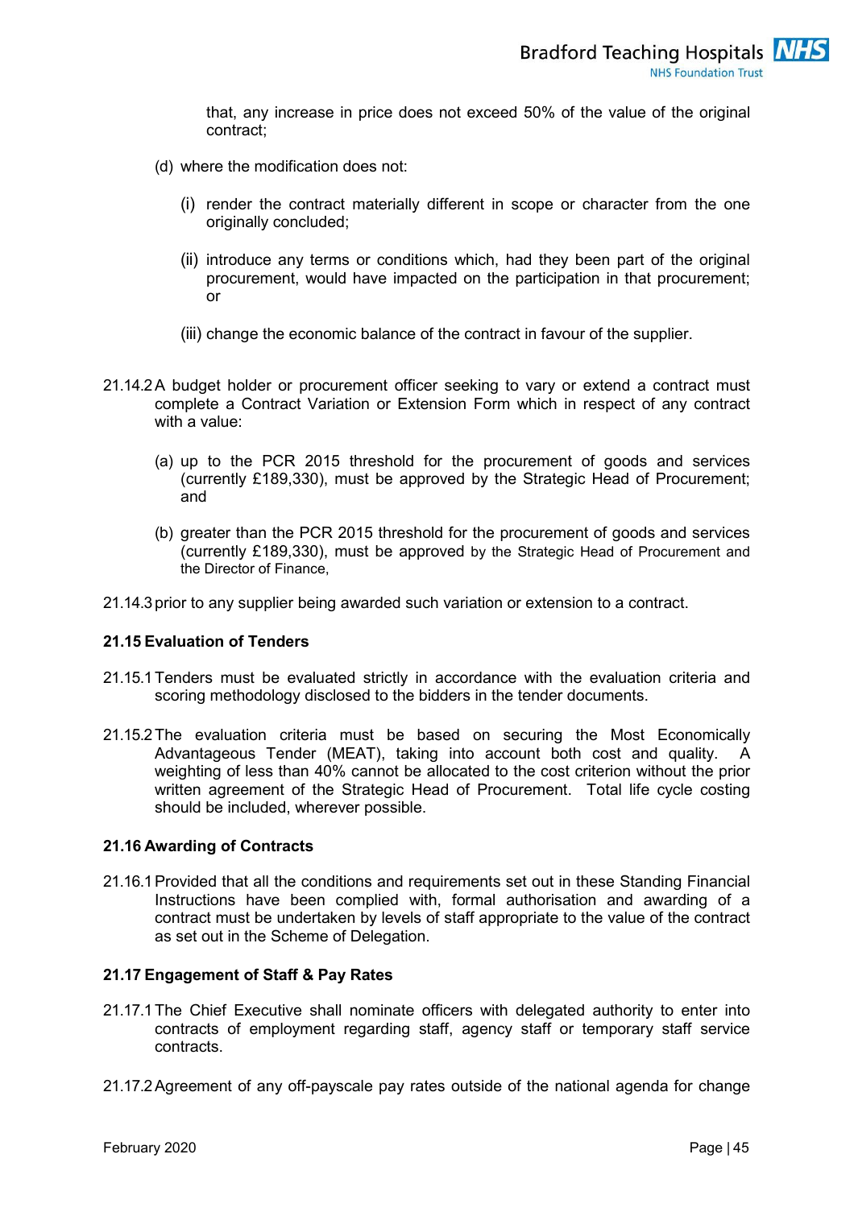that, any increase in price does not exceed 50% of the value of the original contract;

(d) where the modification does not:

(i) render the contract materially different in scope or character from the one originally concluded;

(ii) introduce any terms or conditions which, had they been part of the original procurement, would have impacted on the participation in that procurement; or

(iii) change the economic balance of the contract in favour of the supplier.

21.14.2 A budget holder or procurement officer seeking to vary or extend a contract must complete a Contract Variation or Extension Form which in respect of any contract with a value:

(a) up to the PCR 2015 threshold for the procurement of goods and services (currently £189,330), must be approved by the Strategic Head of Procurement; and

(b) greater than the PCR 2015 threshold for the procurement of goods and services (currently £189,330), must be approved by the Strategic Head of Procurement and the Director of Finance,

21.14.3 prior to any supplier being awarded such variation or extension to a contract.

**21.15 Evaluation of Tenders**

21.15.1 Tenders must be evaluated strictly in accordance with the evaluation criteria and scoring methodology disclosed to the bidders in the tender documents.

21.15.2 The evaluation criteria must be based on securing the Most Economically Advantageous Tender (MEAT), taking into account both cost and quality. A weighting of less than 40% cannot be allocated to the cost criterion without the prior written agreement of the Strategic Head of Procurement. Total life cycle costing should be included, wherever possible.

**21.16 Awarding of Contracts**

21.16.1 Provided that all the conditions and requirements set out in these Standing Financial Instructions have been complied with, formal authorisation and awarding of a contract must be undertaken by levels of staff appropriate to the value of the contract as set out in the Scheme of Delegation.

**21.17 Engagement of Staff & Pay Rates**

21.17.1 The Chief Executive shall nominate officers with delegated authority to enter into contracts of employment regarding staff, agency staff or temporary staff service contracts.

21.17.2 Agreement of any off-payscale pay rates outside of the national agenda for change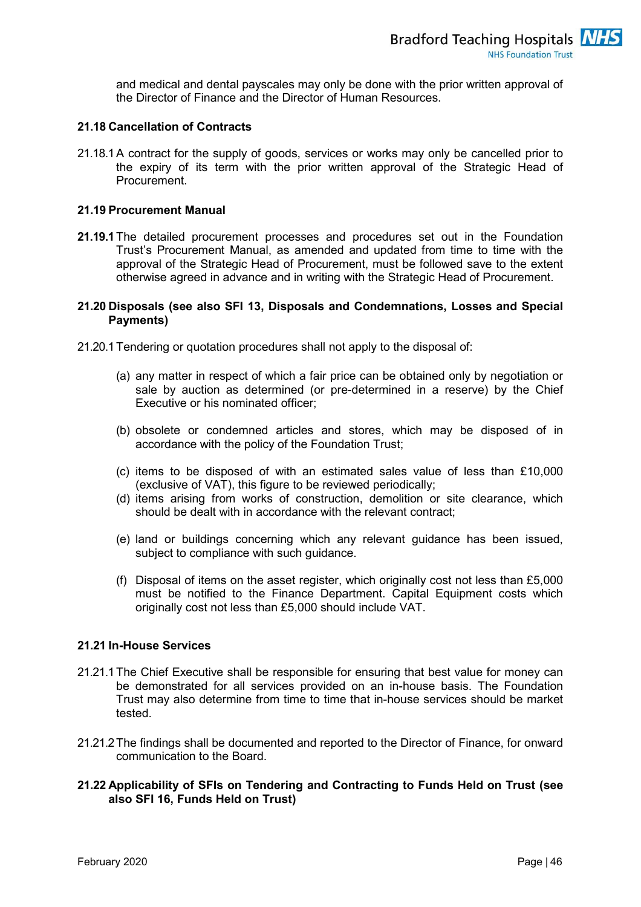and medical and dental payscales may only be done with the prior written approval of the Director of Finance and the Director of Human Resources.

### 21.18 Cancellation of Contracts

21.18.1 A contract for the supply of goods, services or works may only be cancelled prior to the expiry of its term with the prior written approval of the Strategic Head of Procurement.

### 21.19 Procurement Manual

**21.19.1** The detailed procurement processes and procedures set out in the Foundation Trust's Procurement Manual, as amended and updated from time to time with the approval of the Strategic Head of Procurement, must be followed save to the extent otherwise agreed in advance and in writing with the Strategic Head of Procurement.

### 21.20 Disposals (see also SFI 13, Disposals and Condemnations, Losses and Special Payments)

21.20.1 Tendering or quotation procedures shall not apply to the disposal of:

(a) any matter in respect of which a fair price can be obtained only by negotiation or sale by auction as determined (or pre-determined in a reserve) by the Chief Executive or his nominated officer;

(b) obsolete or condemned articles and stores, which may be disposed of in accordance with the policy of the Foundation Trust;

(c) items to be disposed of with an estimated sales value of less than £10,000 (exclusive of VAT), this figure to be reviewed periodically;

(d) items arising from works of construction, demolition or site clearance, which should be dealt with in accordance with the relevant contract;

(e) land or buildings concerning which any relevant guidance has been issued, subject to compliance with such guidance.

(f) Disposal of items on the asset register, which originally cost not less than £5,000 must be notified to the Finance Department. Capital Equipment costs which originally cost not less than £5,000 should include VAT.

### 21.21 In-House Services

21.21.1 The Chief Executive shall be responsible for ensuring that best value for money can be demonstrated for all services provided on an in-house basis. The Foundation Trust may also determine from time to time that in-house services should be market tested.

21.21.2 The findings shall be documented and reported to the Director of Finance, for onward communication to the Board.

### 21.22 Applicability of SFIs on Tendering and Contracting to Funds Held on Trust (see also SFI 16, Funds Held on Trust)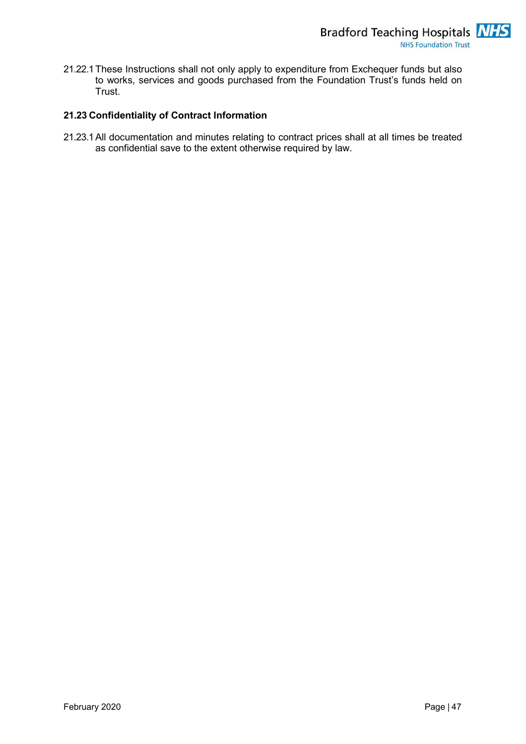21.22.1 These Instructions shall not only apply to expenditure from Exchequer funds but also to works, services and goods purchased from the Foundation Trust's funds held on Trust.

### 21.23 Confidentiality of Contract Information

21.23.1 All documentation and minutes relating to contract prices shall at all times be treated as confidential save to the extent otherwise required by law.